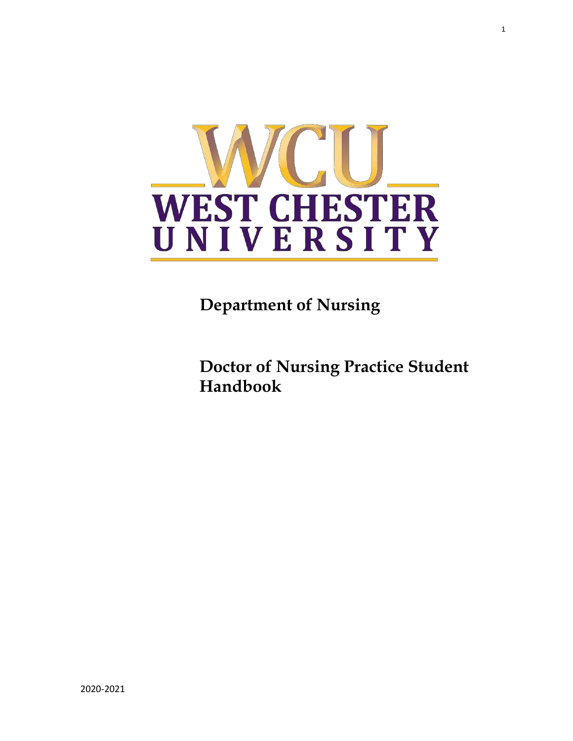# WCU WEST CHESTER UNIVERSITY

## Department of Nursing

## Doctor of Nursing Practice Student Handbook

2020-2021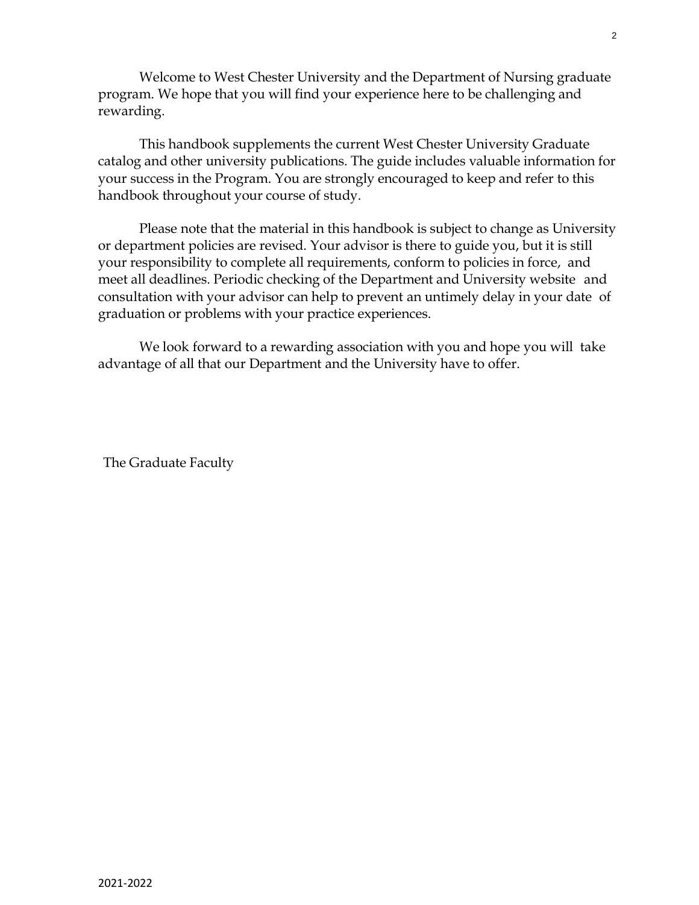Welcome to West Chester University and the Department of Nursing graduate program. We hope that you will find your experience here to be challenging and rewarding.

This handbook supplements the current West Chester University Graduate catalog and other university publications. The guide includes valuable information for your success in the Program. You are strongly encouraged to keep and refer to this handbook throughout your course of study.

Please note that the material in this handbook is subject to change as University or department policies are revised. Your advisor is there to guide you, but it is still your responsibility to complete all requirements, conform to policies in force, and meet all deadlines. Periodic checking of the Department and University website and consultation with your advisor can help to prevent an untimely delay in your date of graduation or problems with your practice experiences.

We look forward to a rewarding association with you and hope you will take advantage of all that our Department and the University have to offer.

The Graduate Faculty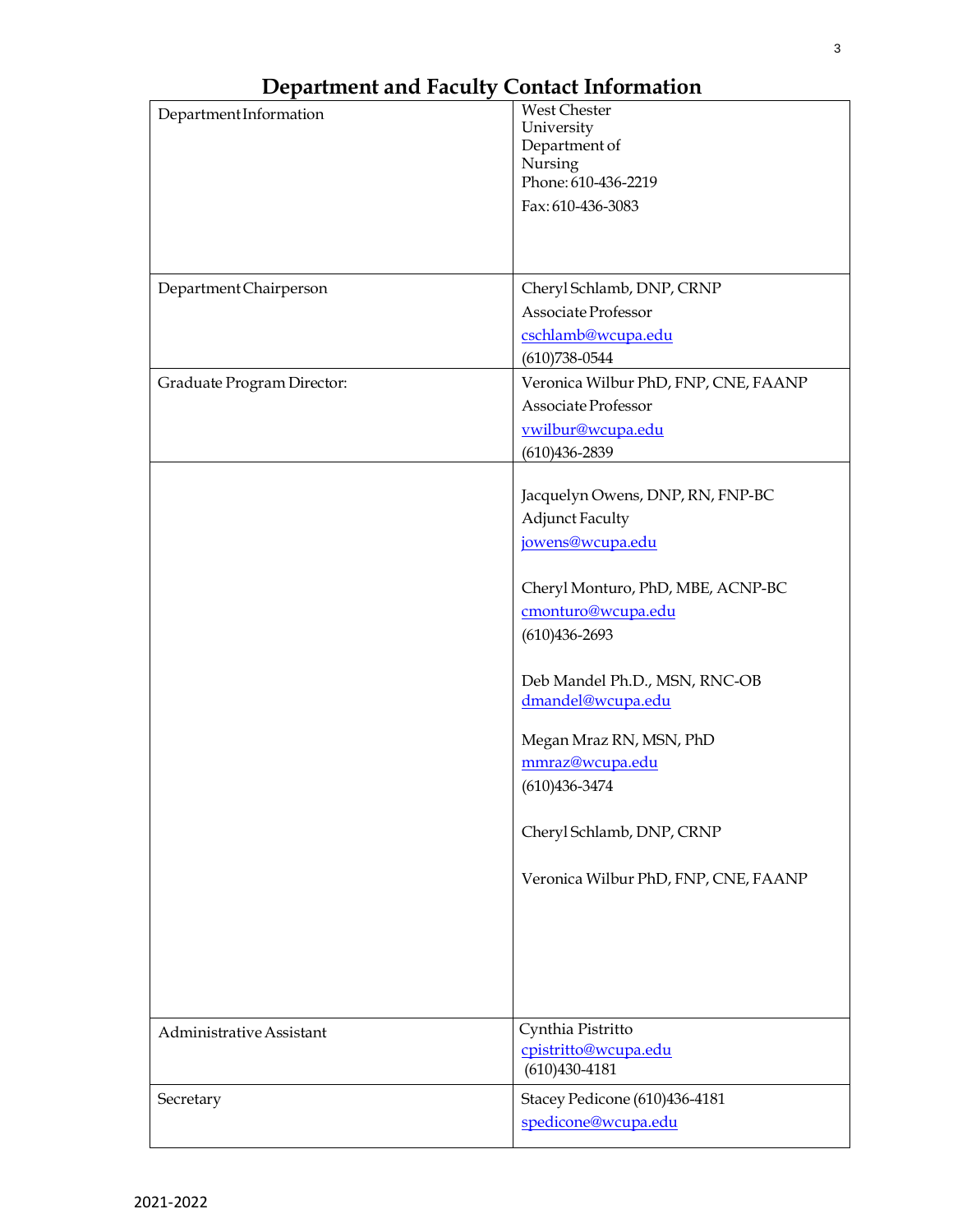# Department and Faculty Contact Information

| | |
|---|---|
| Department Information | West Chester University Department of Nursing<br>Phone: 610-436-2219<br>Fax: 610-436-3083 |
| Department Chairperson | Cheryl Schlamb, DNP, CRNP<br>Associate Professor<br>cschlamb@wcupa.edu<br>(610)738-0544 |
| Graduate Program Director: | Veronica Wilbur PhD, FNP, CNE, FAANP<br>Associate Professor<br>vwilbur@wcupa.edu<br>(610)436-2839 |
| | Jacquelyn Owens, DNP, RN, FNP-BC<br>Adjunct Faculty<br>jowens@wcupa.edu<br><br>Cheryl Monturo, PhD, MBE, ACNP-BC<br>cmonturo@wcupa.edu<br>(610)436-2693<br><br>Deb Mandel Ph.D., MSN, RNC-OB<br>dmandel@wcupa.edu<br><br>Megan Mraz RN, MSN, PhD<br>mmraz@wcupa.edu<br>(610)436-3474<br><br>Cheryl Schlamb, DNP, CRNP<br><br>Veronica Wilbur PhD, FNP, CNE, FAANP |
| Administrative Assistant | Cynthia Pistritto<br>cpistritto@wcupa.edu<br>(610)430-4181 |
| Secretary | Stacey Pedicone (610)436-4181<br>spedicone@wcupa.edu |

2021-2022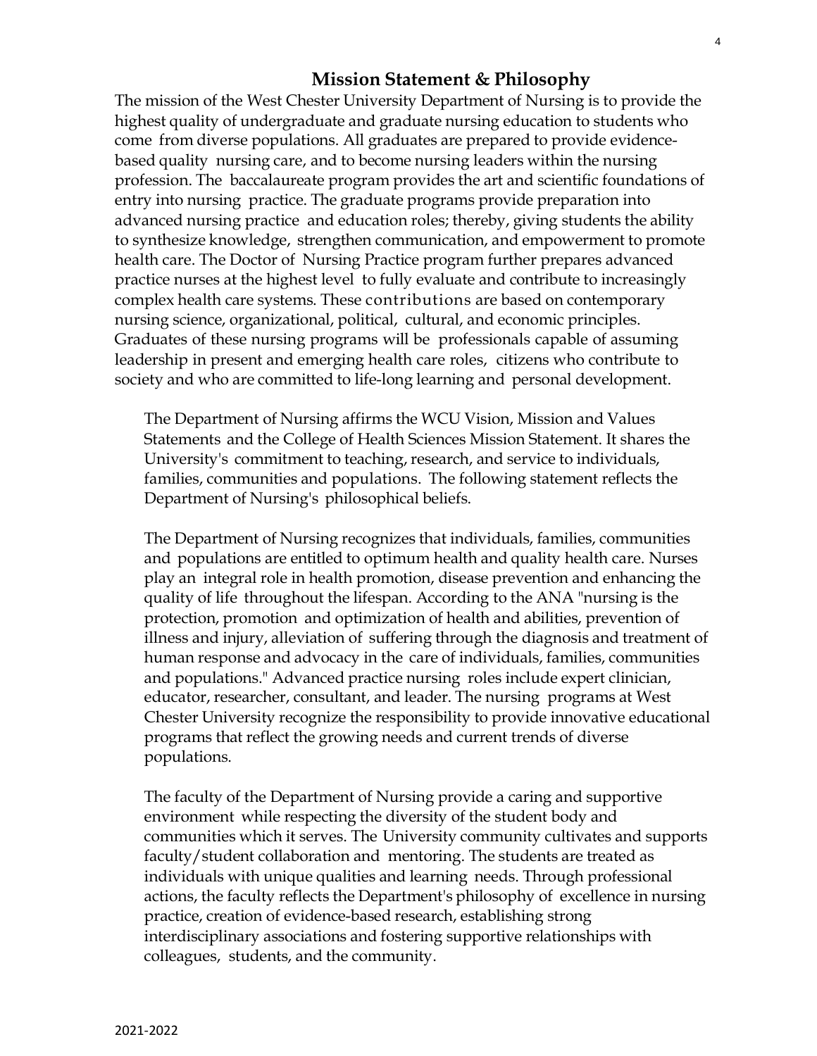## Mission Statement & Philosophy

The mission of the West Chester University Department of Nursing is to provide the highest quality of undergraduate and graduate nursing education to students who come from diverse populations. All graduates are prepared to provide evidence-based quality nursing care, and to become nursing leaders within the nursing profession. The baccalaureate program provides the art and scientific foundations of entry into nursing practice. The graduate programs provide preparation into advanced nursing practice and education roles; thereby, giving students the ability to synthesize knowledge, strengthen communication, and empowerment to promote health care. The Doctor of Nursing Practice program further prepares advanced practice nurses at the highest level to fully evaluate and contribute to increasingly complex health care systems. These contributions are based on contemporary nursing science, organizational, political, cultural, and economic principles. Graduates of these nursing programs will be professionals capable of assuming leadership in present and emerging health care roles, citizens who contribute to society and who are committed to life-long learning and personal development.

The Department of Nursing affirms the WCU Vision, Mission and Values Statements and the College of Health Sciences Mission Statement. It shares the University's commitment to teaching, research, and service to individuals, families, communities and populations. The following statement reflects the Department of Nursing's philosophical beliefs.

The Department of Nursing recognizes that individuals, families, communities and populations are entitled to optimum health and quality health care. Nurses play an integral role in health promotion, disease prevention and enhancing the quality of life throughout the lifespan. According to the ANA "nursing is the protection, promotion and optimization of health and abilities, prevention of illness and injury, alleviation of suffering through the diagnosis and treatment of human response and advocacy in the care of individuals, families, communities and populations." Advanced practice nursing roles include expert clinician, educator, researcher, consultant, and leader. The nursing programs at West Chester University recognize the responsibility to provide innovative educational programs that reflect the growing needs and current trends of diverse populations.

The faculty of the Department of Nursing provide a caring and supportive environment while respecting the diversity of the student body and communities which it serves. The University community cultivates and supports faculty/student collaboration and mentoring. The students are treated as individuals with unique qualities and learning needs. Through professional actions, the faculty reflects the Department's philosophy of excellence in nursing practice, creation of evidence-based research, establishing strong interdisciplinary associations and fostering supportive relationships with colleagues, students, and the community.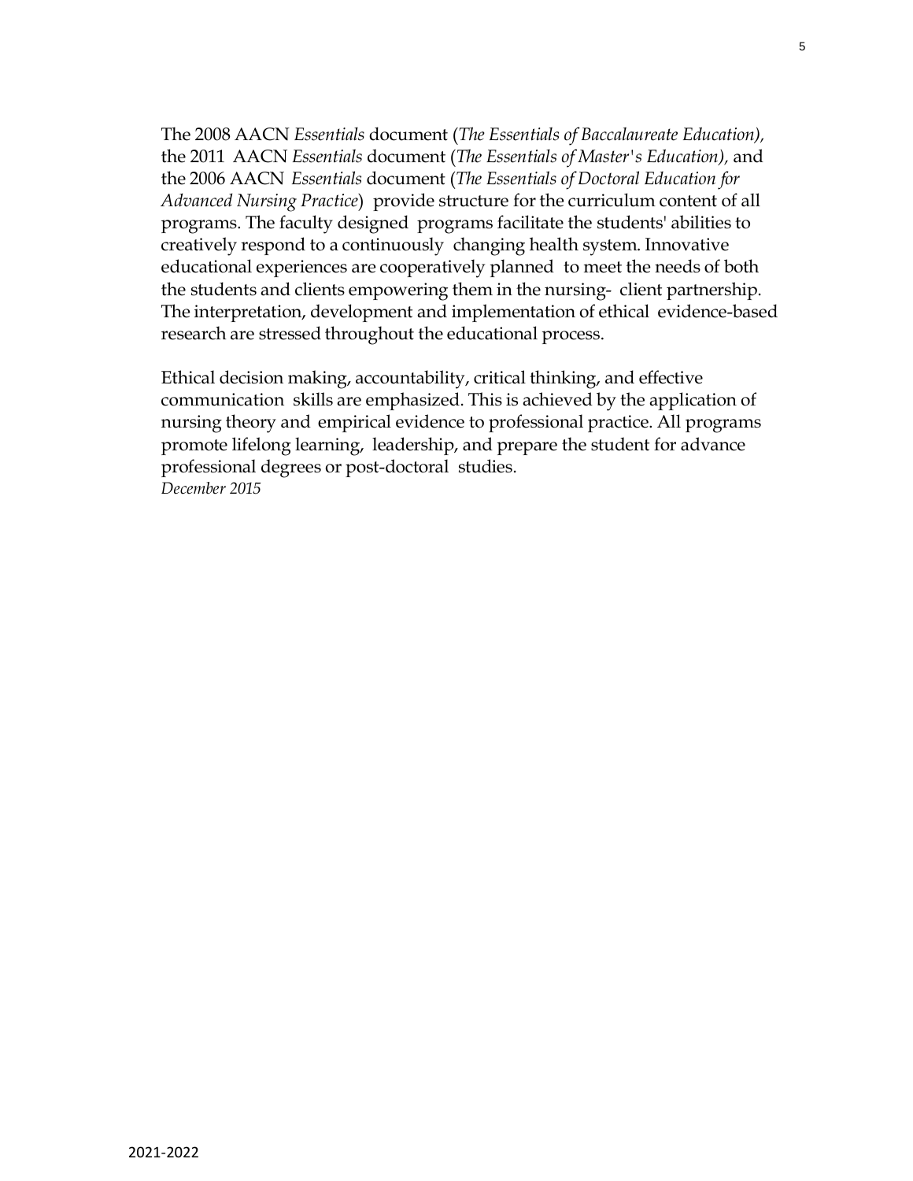The 2008 AACN *Essentials* document (*The Essentials of Baccalaureate Education),* the 2011 AACN *Essentials* document (*The Essentials of Master's Education),* and the 2006 AACN *Essentials* document (*The Essentials of Doctoral Education for Advanced Nursing Practice*) provide structure for the curriculum content of all programs. The faculty designed programs facilitate the students' abilities to creatively respond to a continuously changing health system. Innovative educational experiences are cooperatively planned to meet the needs of both the students and clients empowering them in the nursing- client partnership. The interpretation, development and implementation of ethical evidence-based research are stressed throughout the educational process.

Ethical decision making, accountability, critical thinking, and effective communication skills are emphasized. This is achieved by the application of nursing theory and empirical evidence to professional practice. All programs promote lifelong learning, leadership, and prepare the student for advance professional degrees or post-doctoral studies.
*December 2015*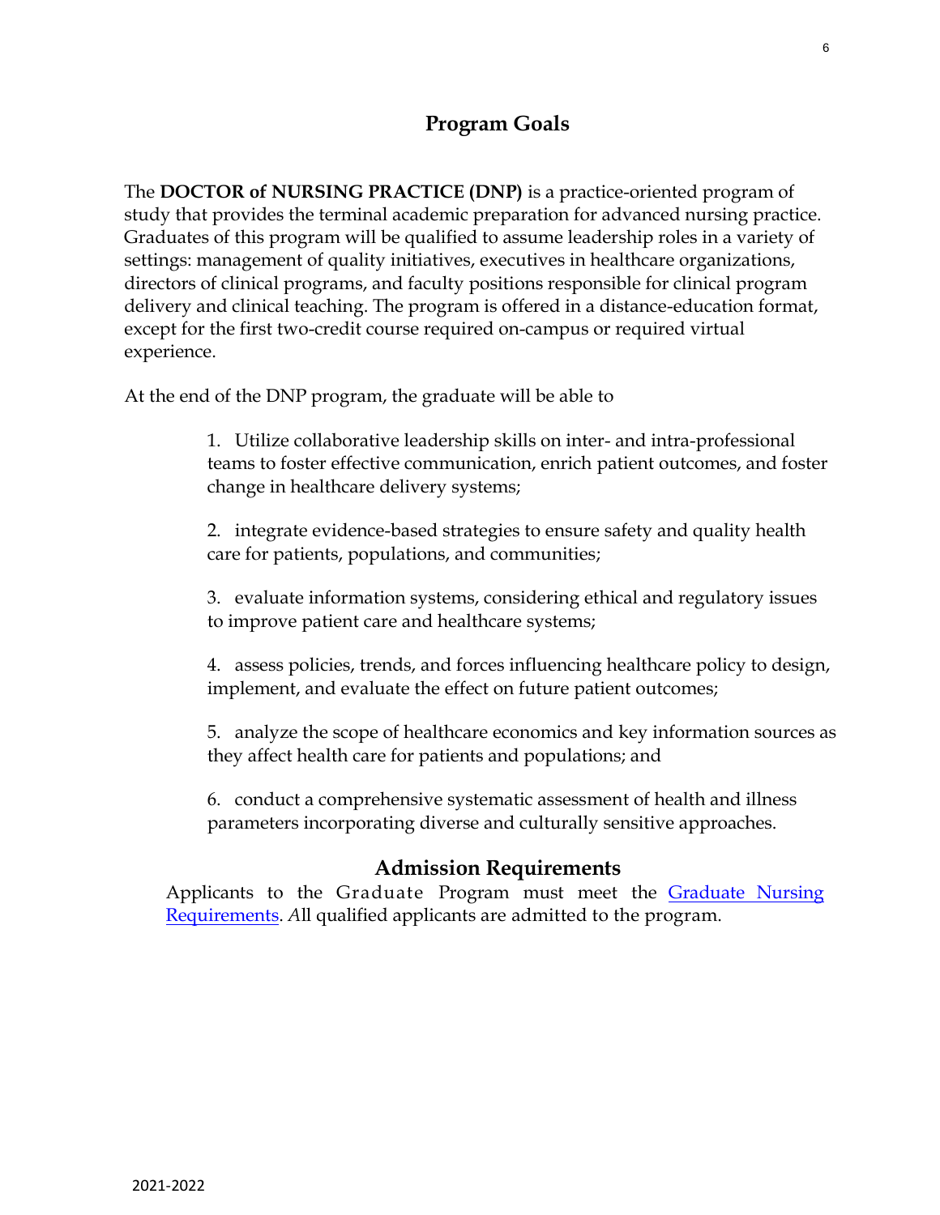## Program Goals

The **DOCTOR of NURSING PRACTICE (DNP)** is a practice-oriented program of study that provides the terminal academic preparation for advanced nursing practice. Graduates of this program will be qualified to assume leadership roles in a variety of settings: management of quality initiatives, executives in healthcare organizations, directors of clinical programs, and faculty positions responsible for clinical program delivery and clinical teaching. The program is offered in a distance-education format, except for the first two-credit course required on-campus or required virtual experience.

At the end of the DNP program, the graduate will be able to

1. Utilize collaborative leadership skills on inter- and intra-professional teams to foster effective communication, enrich patient outcomes, and foster change in healthcare delivery systems;
2. integrate evidence-based strategies to ensure safety and quality health care for patients, populations, and communities;
3. evaluate information systems, considering ethical and regulatory issues to improve patient care and healthcare systems;
4. assess policies, trends, and forces influencing healthcare policy to design, implement, and evaluate the effect on future patient outcomes;
5. analyze the scope of healthcare economics and key information sources as they affect health care for patients and populations; and
6. conduct a comprehensive systematic assessment of health and illness parameters incorporating diverse and culturally sensitive approaches.

## Admission Requirements

Applicants to the Graduate Program must meet the Graduate Nursing Requirements. *A*ll qualified applicants are admitted to the program.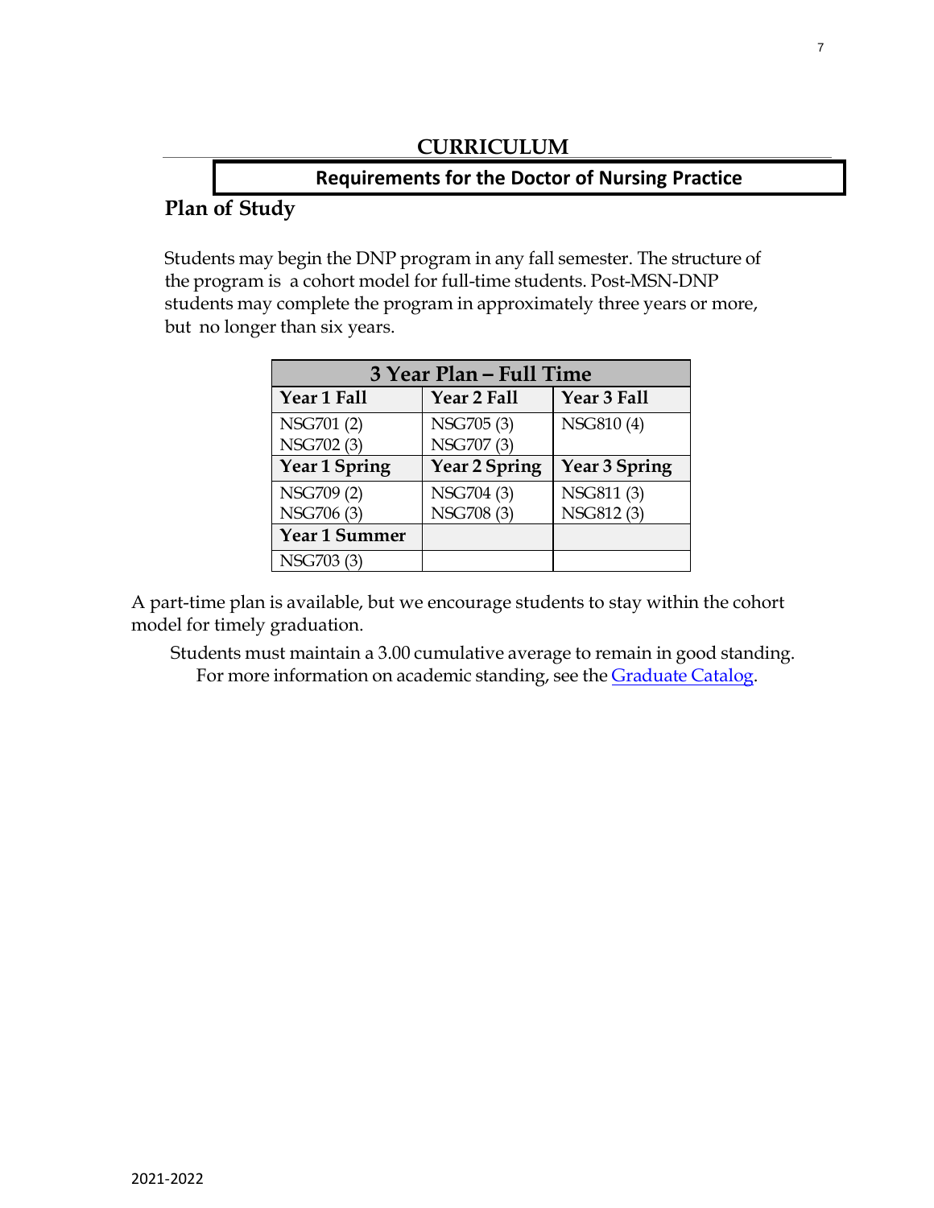# CURRICULUM

## Requirements for the Doctor of Nursing Practice

### Plan of Study

Students may begin the DNP program in any fall semester. The structure of the program is a cohort model for full-time students. Post-MSN-DNP students may complete the program in approximately three years or more, but no longer than six years.

| 3 Year Plan – Full Time | | |
|---|---|---|
| **Year 1 Fall** | **Year 2 Fall** | **Year 3 Fall** |
| NSG701 (2)<br>NSG702 (3) | NSG705 (3)<br>NSG707 (3) | NSG810 (4) |
| **Year 1 Spring** | **Year 2 Spring** | **Year 3 Spring** |
| NSG709 (2)<br>NSG706 (3) | NSG704 (3)<br>NSG708 (3) | NSG811 (3)<br>NSG812 (3) |
| **Year 1 Summer** | | |
| NSG703 (3) | | |

A part-time plan is available, but we encourage students to stay within the cohort model for timely graduation.

Students must maintain a 3.00 cumulative average to remain in good standing. For more information on academic standing, see the Graduate Catalog.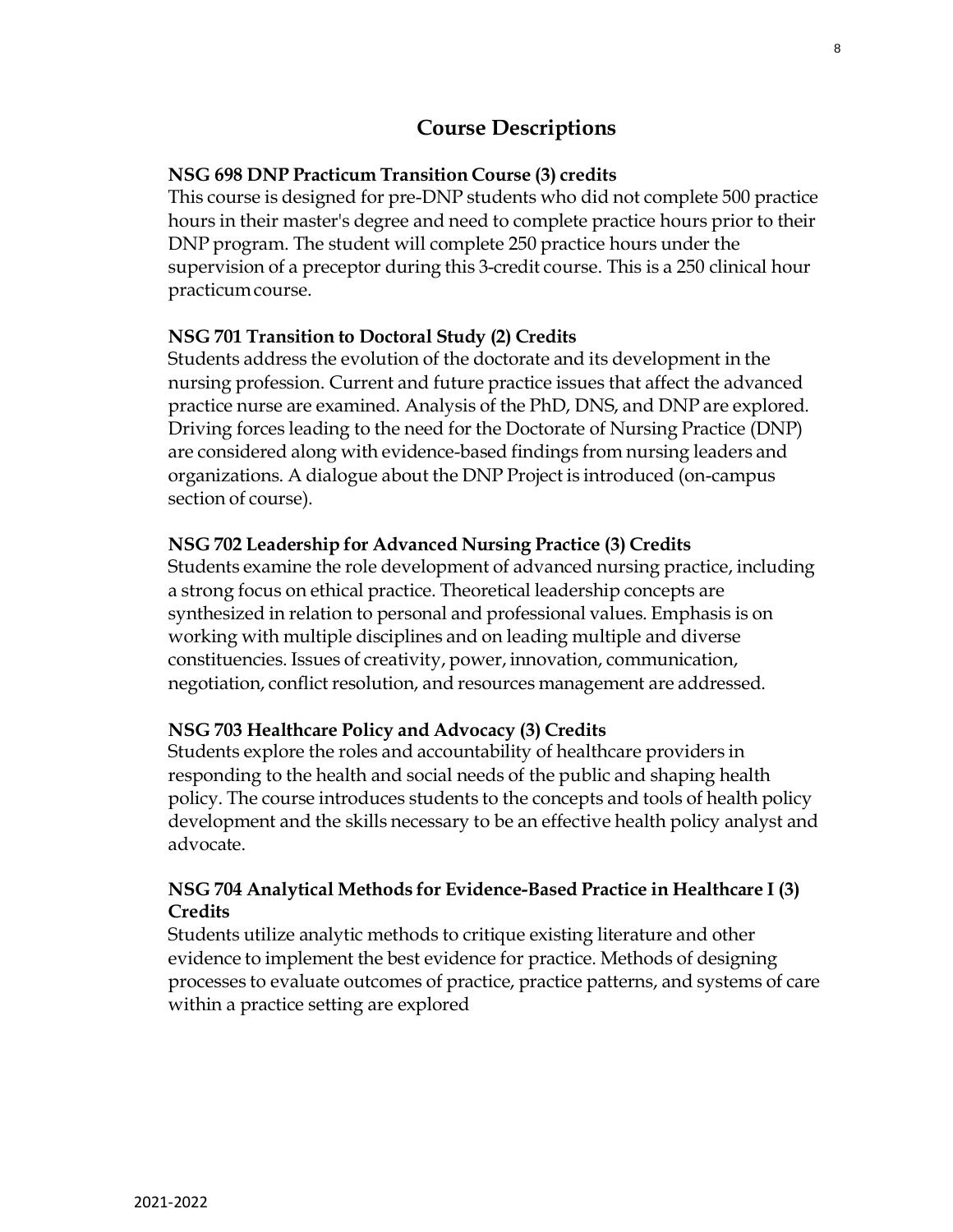# Course Descriptions

**NSG 698 DNP Practicum Transition Course (3) credits**

This course is designed for pre-DNP students who did not complete 500 practice hours in their master's degree and need to complete practice hours prior to their DNP program. The student will complete 250 practice hours under the supervision of a preceptor during this 3-credit course. This is a 250 clinical hour practicum course.

**NSG 701 Transition to Doctoral Study (2) Credits**

Students address the evolution of the doctorate and its development in the nursing profession. Current and future practice issues that affect the advanced practice nurse are examined. Analysis of the PhD, DNS, and DNP are explored. Driving forces leading to the need for the Doctorate of Nursing Practice (DNP) are considered along with evidence-based findings from nursing leaders and organizations. A dialogue about the DNP Project is introduced (on-campus section of course).

**NSG 702 Leadership for Advanced Nursing Practice (3) Credits**

Students examine the role development of advanced nursing practice, including a strong focus on ethical practice. Theoretical leadership concepts are synthesized in relation to personal and professional values. Emphasis is on working with multiple disciplines and on leading multiple and diverse constituencies. Issues of creativity, power, innovation, communication, negotiation, conflict resolution, and resources management are addressed.

**NSG 703 Healthcare Policy and Advocacy (3) Credits**

Students explore the roles and accountability of healthcare providers in responding to the health and social needs of the public and shaping health policy. The course introduces students to the concepts and tools of health policy development and the skills necessary to be an effective health policy analyst and advocate.

**NSG 704 Analytical Methods for Evidence-Based Practice in Healthcare I (3) Credits**

Students utilize analytic methods to critique existing literature and other evidence to implement the best evidence for practice. Methods of designing processes to evaluate outcomes of practice, practice patterns, and systems of care within a practice setting are explored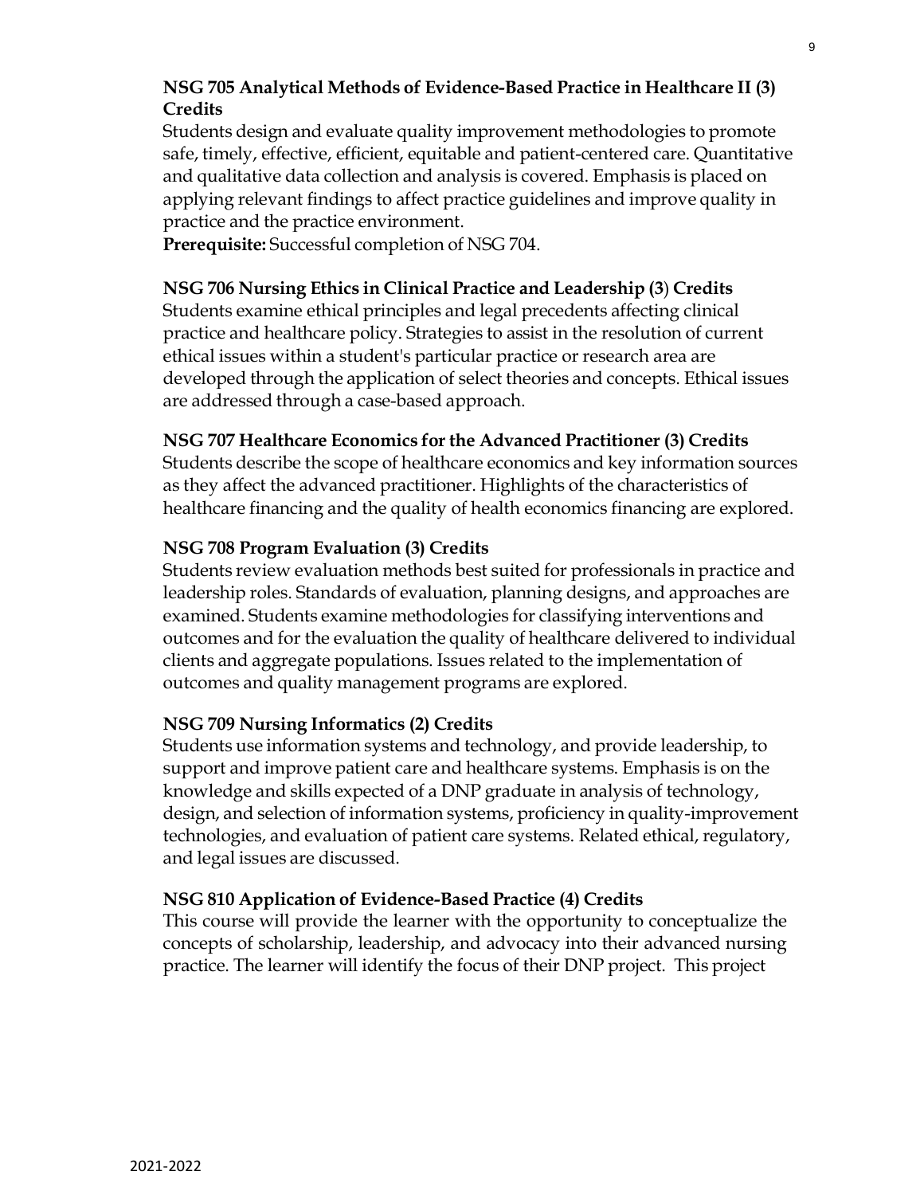**NSG 705 Analytical Methods of Evidence-Based Practice in Healthcare II (3) Credits**

Students design and evaluate quality improvement methodologies to promote safe, timely, effective, efficient, equitable and patient-centered care. Quantitative and qualitative data collection and analysis is covered. Emphasis is placed on applying relevant findings to affect practice guidelines and improve quality in practice and the practice environment.

**Prerequisite:** Successful completion of NSG 704.

**NSG 706 Nursing Ethics in Clinical Practice and Leadership (3) Credits**

Students examine ethical principles and legal precedents affecting clinical practice and healthcare policy. Strategies to assist in the resolution of current ethical issues within a student's particular practice or research area are developed through the application of select theories and concepts. Ethical issues are addressed through a case-based approach.

**NSG 707 Healthcare Economics for the Advanced Practitioner (3) Credits**

Students describe the scope of healthcare economics and key information sources as they affect the advanced practitioner. Highlights of the characteristics of healthcare financing and the quality of health economics financing are explored.

**NSG 708 Program Evaluation (3) Credits**

Students review evaluation methods best suited for professionals in practice and leadership roles. Standards of evaluation, planning designs, and approaches are examined. Students examine methodologies for classifying interventions and outcomes and for the evaluation the quality of healthcare delivered to individual clients and aggregate populations. Issues related to the implementation of outcomes and quality management programs are explored.

**NSG 709 Nursing Informatics (2) Credits**

Students use information systems and technology, and provide leadership, to support and improve patient care and healthcare systems. Emphasis is on the knowledge and skills expected of a DNP graduate in analysis of technology, design, and selection of information systems, proficiency in quality-improvement technologies, and evaluation of patient care systems. Related ethical, regulatory, and legal issues are discussed.

**NSG 810 Application of Evidence-Based Practice (4) Credits**

This course will provide the learner with the opportunity to conceptualize the concepts of scholarship, leadership, and advocacy into their advanced nursing practice. The learner will identify the focus of their DNP project. This project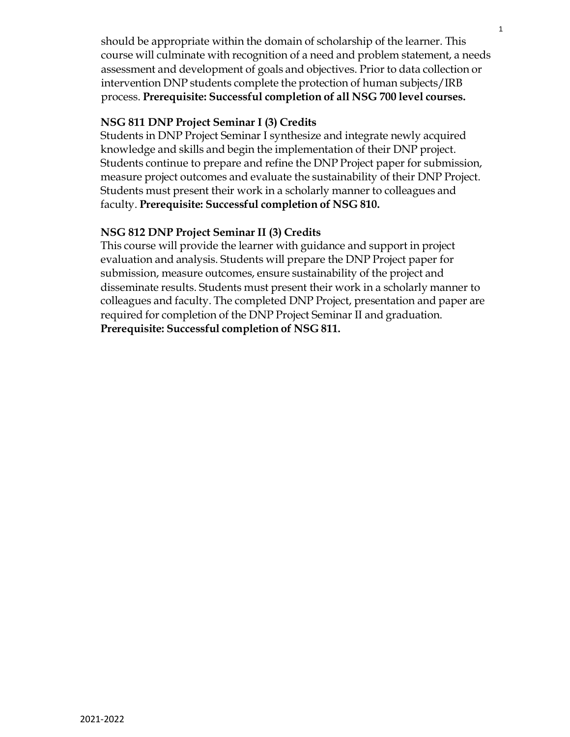should be appropriate within the domain of scholarship of the learner. This course will culminate with recognition of a need and problem statement, a needs assessment and development of goals and objectives. Prior to data collection or intervention DNP students complete the protection of human subjects/IRB process. **Prerequisite: Successful completion of all NSG 700 level courses.**

**NSG 811 DNP Project Seminar I (3) Credits**

Students in DNP Project Seminar I synthesize and integrate newly acquired knowledge and skills and begin the implementation of their DNP project. Students continue to prepare and refine the DNP Project paper for submission, measure project outcomes and evaluate the sustainability of their DNP Project. Students must present their work in a scholarly manner to colleagues and faculty. **Prerequisite: Successful completion of NSG 810.**

**NSG 812 DNP Project Seminar II (3) Credits**

This course will provide the learner with guidance and support in project evaluation and analysis. Students will prepare the DNP Project paper for submission, measure outcomes, ensure sustainability of the project and disseminate results. Students must present their work in a scholarly manner to colleagues and faculty. The completed DNP Project, presentation and paper are required for completion of the DNP Project Seminar II and graduation. **Prerequisite: Successful completion of NSG 811.**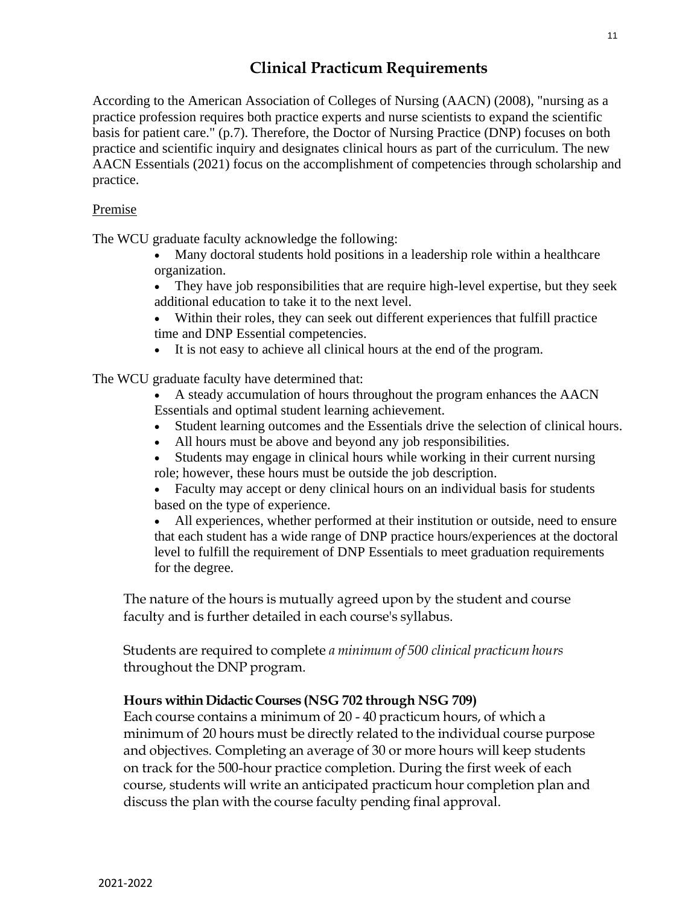## Clinical Practicum Requirements

According to the American Association of Colleges of Nursing (AACN) (2008), "nursing as a practice profession requires both practice experts and nurse scientists to expand the scientific basis for patient care." (p.7). Therefore, the Doctor of Nursing Practice (DNP) focuses on both practice and scientific inquiry and designates clinical hours as part of the curriculum. The new AACN Essentials (2021) focus on the accomplishment of competencies through scholarship and practice.

Premise

The WCU graduate faculty acknowledge the following:

- Many doctoral students hold positions in a leadership role within a healthcare organization.
- They have job responsibilities that are require high-level expertise, but they seek additional education to take it to the next level.
- Within their roles, they can seek out different experiences that fulfill practice time and DNP Essential competencies.
- It is not easy to achieve all clinical hours at the end of the program.

The WCU graduate faculty have determined that:

- A steady accumulation of hours throughout the program enhances the AACN Essentials and optimal student learning achievement.
- Student learning outcomes and the Essentials drive the selection of clinical hours.
- All hours must be above and beyond any job responsibilities.
- Students may engage in clinical hours while working in their current nursing role; however, these hours must be outside the job description.
- Faculty may accept or deny clinical hours on an individual basis for students based on the type of experience.
- All experiences, whether performed at their institution or outside, need to ensure that each student has a wide range of DNP practice hours/experiences at the doctoral level to fulfill the requirement of DNP Essentials to meet graduation requirements for the degree.

The nature of the hours is mutually agreed upon by the student and course faculty and is further detailed in each course's syllabus.

Students are required to complete *a minimum of 500 clinical practicum hours* throughout the DNP program.

**Hours within Didactic Courses (NSG 702 through NSG 709)**

Each course contains a minimum of 20 - 40 practicum hours, of which a minimum of 20 hours must be directly related to the individual course purpose and objectives. Completing an average of 30 or more hours will keep students on track for the 500-hour practice completion. During the first week of each course, students will write an anticipated practicum hour completion plan and discuss the plan with the course faculty pending final approval.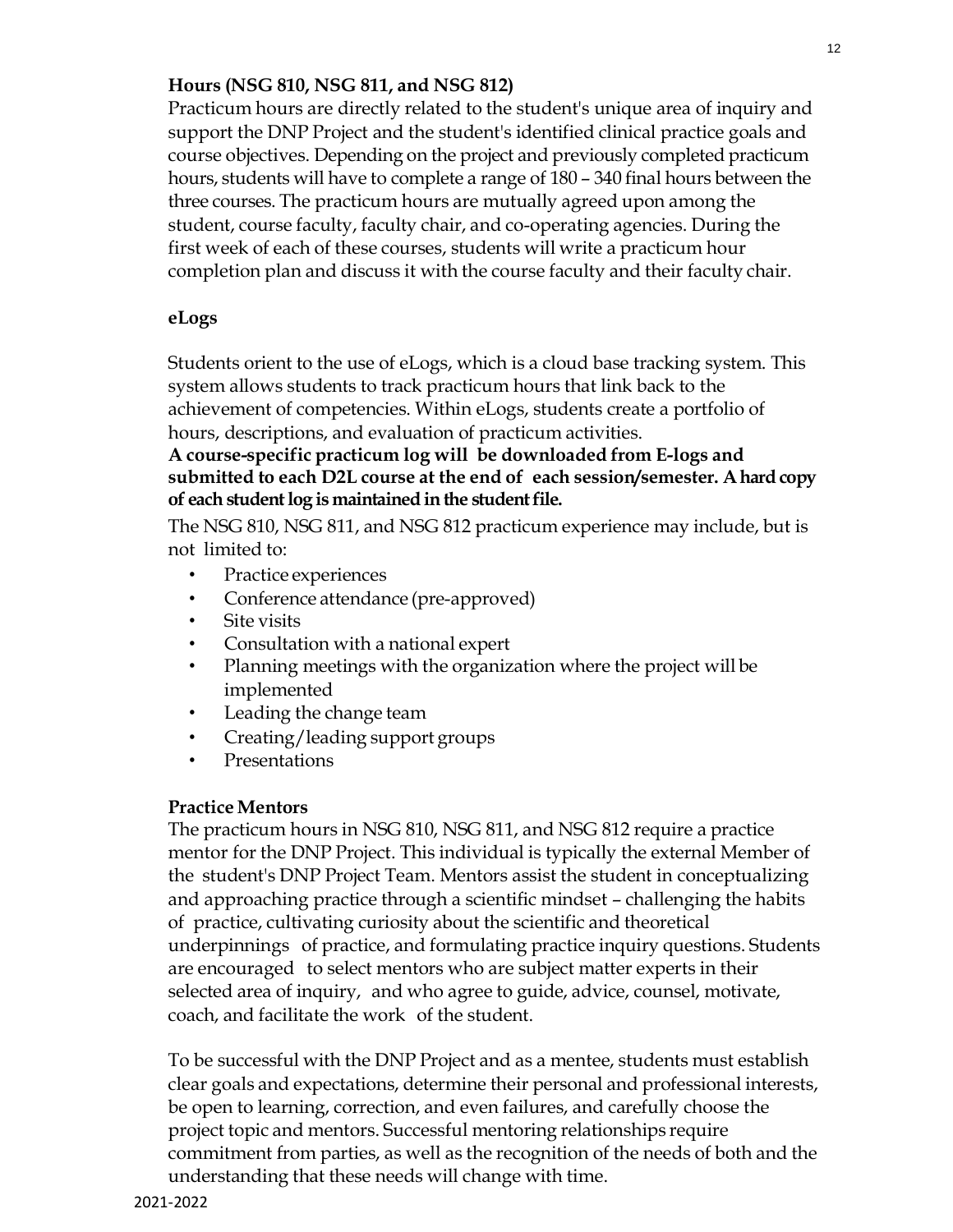**Hours (NSG 810, NSG 811, and NSG 812)**

Practicum hours are directly related to the student's unique area of inquiry and support the DNP Project and the student's identified clinical practice goals and course objectives. Depending on the project and previously completed practicum hours, students will have to complete a range of 180 – 340 final hours between the three courses. The practicum hours are mutually agreed upon among the student, course faculty, faculty chair, and co-operating agencies. During the first week of each of these courses, students will write a practicum hour completion plan and discuss it with the course faculty and their faculty chair.

**eLogs**

Students orient to the use of eLogs, which is a cloud base tracking system. This system allows students to track practicum hours that link back to the achievement of competencies. Within eLogs, students create a portfolio of hours, descriptions, and evaluation of practicum activities.

**A course-specific practicum log will be downloaded from E-logs and submitted to each D2L course at the end of each session/semester. A hard copy of each student log is maintained in the student file.**

The NSG 810, NSG 811, and NSG 812 practicum experience may include, but is not limited to:

- Practice experiences
- Conference attendance (pre-approved)
- Site visits
- Consultation with a national expert
- Planning meetings with the organization where the project will be implemented
- Leading the change team
- Creating/leading support groups
- Presentations

**Practice Mentors**

The practicum hours in NSG 810, NSG 811, and NSG 812 require a practice mentor for the DNP Project. This individual is typically the external Member of the student's DNP Project Team. Mentors assist the student in conceptualizing and approaching practice through a scientific mindset – challenging the habits of practice, cultivating curiosity about the scientific and theoretical underpinnings of practice, and formulating practice inquiry questions. Students are encouraged to select mentors who are subject matter experts in their selected area of inquiry, and who agree to guide, advice, counsel, motivate, coach, and facilitate the work of the student.

To be successful with the DNP Project and as a mentee, students must establish clear goals and expectations, determine their personal and professional interests, be open to learning, correction, and even failures, and carefully choose the project topic and mentors. Successful mentoring relationships require commitment from parties, as well as the recognition of the needs of both and the understanding that these needs will change with time.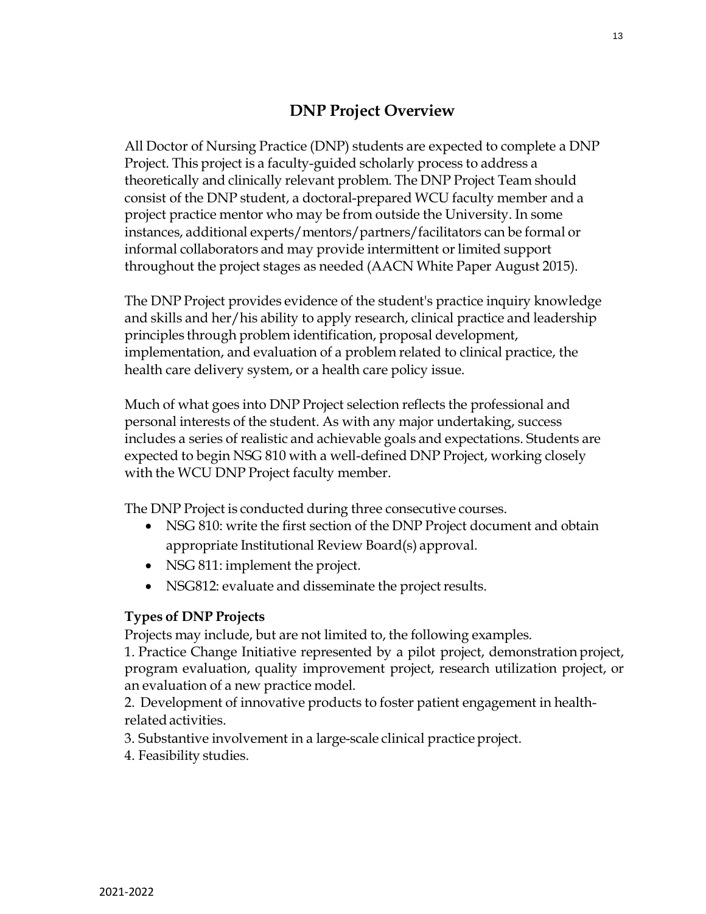## DNP Project Overview

All Doctor of Nursing Practice (DNP) students are expected to complete a DNP Project. This project is a faculty-guided scholarly process to address a theoretically and clinically relevant problem. The DNP Project Team should consist of the DNP student, a doctoral-prepared WCU faculty member and a project practice mentor who may be from outside the University. In some instances, additional experts/mentors/partners/facilitators can be formal or informal collaborators and may provide intermittent or limited support throughout the project stages as needed (AACN White Paper August 2015).

The DNP Project provides evidence of the student's practice inquiry knowledge and skills and her/his ability to apply research, clinical practice and leadership principles through problem identification, proposal development, implementation, and evaluation of a problem related to clinical practice, the health care delivery system, or a health care policy issue.

Much of what goes into DNP Project selection reflects the professional and personal interests of the student. As with any major undertaking, success includes a series of realistic and achievable goals and expectations. Students are expected to begin NSG 810 with a well-defined DNP Project, working closely with the WCU DNP Project faculty member.

The DNP Project is conducted during three consecutive courses.

- NSG 810: write the first section of the DNP Project document and obtain appropriate Institutional Review Board(s) approval.
- NSG 811: implement the project.
- NSG812: evaluate and disseminate the project results.

**Types of DNP Projects**

Projects may include, but are not limited to, the following examples.

1. Practice Change Initiative represented by a pilot project, demonstration project, program evaluation, quality improvement project, research utilization project, or an evaluation of a new practice model.
2. Development of innovative products to foster patient engagement in health-related activities.
3. Substantive involvement in a large-scale clinical practice project.
4. Feasibility studies.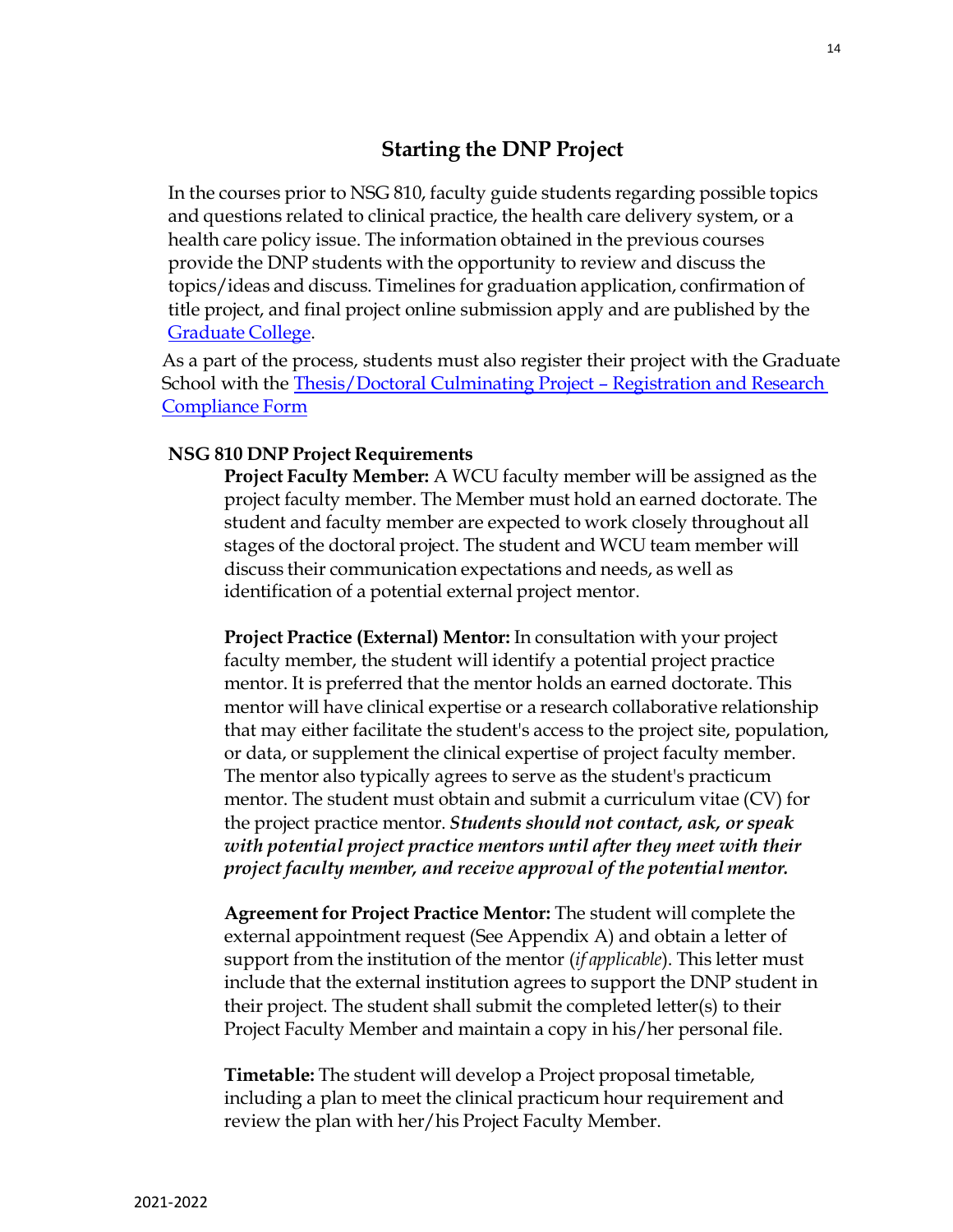## Starting the DNP Project

In the courses prior to NSG 810, faculty guide students regarding possible topics and questions related to clinical practice, the health care delivery system, or a health care policy issue. The information obtained in the previous courses provide the DNP students with the opportunity to review and discuss the topics/ideas and discuss. Timelines for graduation application, confirmation of title project, and final project online submission apply and are published by the Graduate College.

As a part of the process, students must also register their project with the Graduate School with the Thesis/Doctoral Culminating Project – Registration and Research Compliance Form

### NSG 810 DNP Project Requirements

**Project Faculty Member:** A WCU faculty member will be assigned as the project faculty member. The Member must hold an earned doctorate. The student and faculty member are expected to work closely throughout all stages of the doctoral project. The student and WCU team member will discuss their communication expectations and needs, as well as identification of a potential external project mentor.

**Project Practice (External) Mentor:** In consultation with your project faculty member, the student will identify a potential project practice mentor. It is preferred that the mentor holds an earned doctorate. This mentor will have clinical expertise or a research collaborative relationship that may either facilitate the student's access to the project site, population, or data, or supplement the clinical expertise of project faculty member. The mentor also typically agrees to serve as the student's practicum mentor. The student must obtain and submit a curriculum vitae (CV) for the project practice mentor. ***Students should not contact, ask, or speak with potential project practice mentors until after they meet with their project faculty member, and receive approval of the potential mentor.***

**Agreement for Project Practice Mentor:** The student will complete the external appointment request (See Appendix A) and obtain a letter of support from the institution of the mentor (*if applicable*). This letter must include that the external institution agrees to support the DNP student in their project. The student shall submit the completed letter(s) to their Project Faculty Member and maintain a copy in his/her personal file.

**Timetable:** The student will develop a Project proposal timetable, including a plan to meet the clinical practicum hour requirement and review the plan with her/his Project Faculty Member.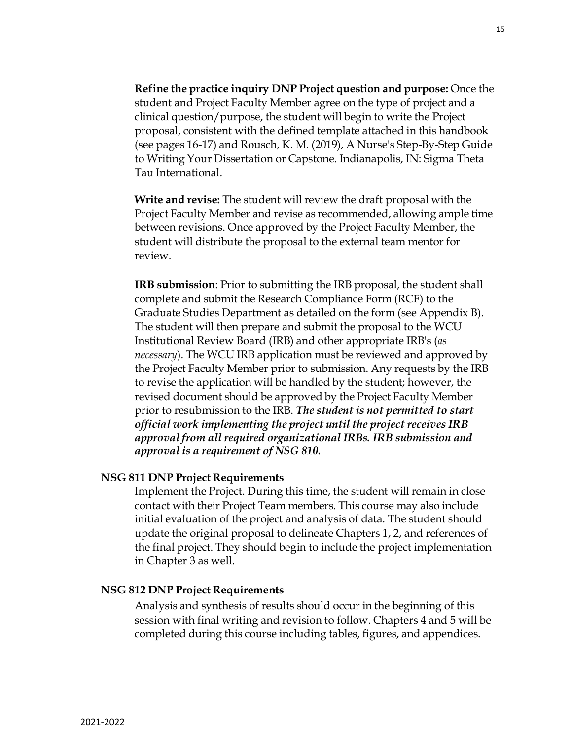**Refine the practice inquiry DNP Project question and purpose:** Once the student and Project Faculty Member agree on the type of project and a clinical question/purpose, the student will begin to write the Project proposal, consistent with the defined template attached in this handbook (see pages 16-17) and Rousch, K. M. (2019), A Nurse's Step-By-Step Guide to Writing Your Dissertation or Capstone. Indianapolis, IN: Sigma Theta Tau International.

**Write and revise:** The student will review the draft proposal with the Project Faculty Member and revise as recommended, allowing ample time between revisions. Once approved by the Project Faculty Member, the student will distribute the proposal to the external team mentor for review.

**IRB submission**: Prior to submitting the IRB proposal, the student shall complete and submit the Research Compliance Form (RCF) to the Graduate Studies Department as detailed on the form (see Appendix B). The student will then prepare and submit the proposal to the WCU Institutional Review Board (IRB) and other appropriate IRB's (*as necessary*). The WCU IRB application must be reviewed and approved by the Project Faculty Member prior to submission. Any requests by the IRB to revise the application will be handled by the student; however, the revised document should be approved by the Project Faculty Member prior to resubmission to the IRB. ***The student is not permitted to start official work implementing the project until the project receives IRB approval from all required organizational IRBs. IRB submission and approval is a requirement of NSG 810.***

**NSG 811 DNP Project Requirements**

Implement the Project. During this time, the student will remain in close contact with their Project Team members. This course may also include initial evaluation of the project and analysis of data. The student should update the original proposal to delineate Chapters 1, 2, and references of the final project. They should begin to include the project implementation in Chapter 3 as well.

**NSG 812 DNP Project Requirements**

Analysis and synthesis of results should occur in the beginning of this session with final writing and revision to follow. Chapters 4 and 5 will be completed during this course including tables, figures, and appendices.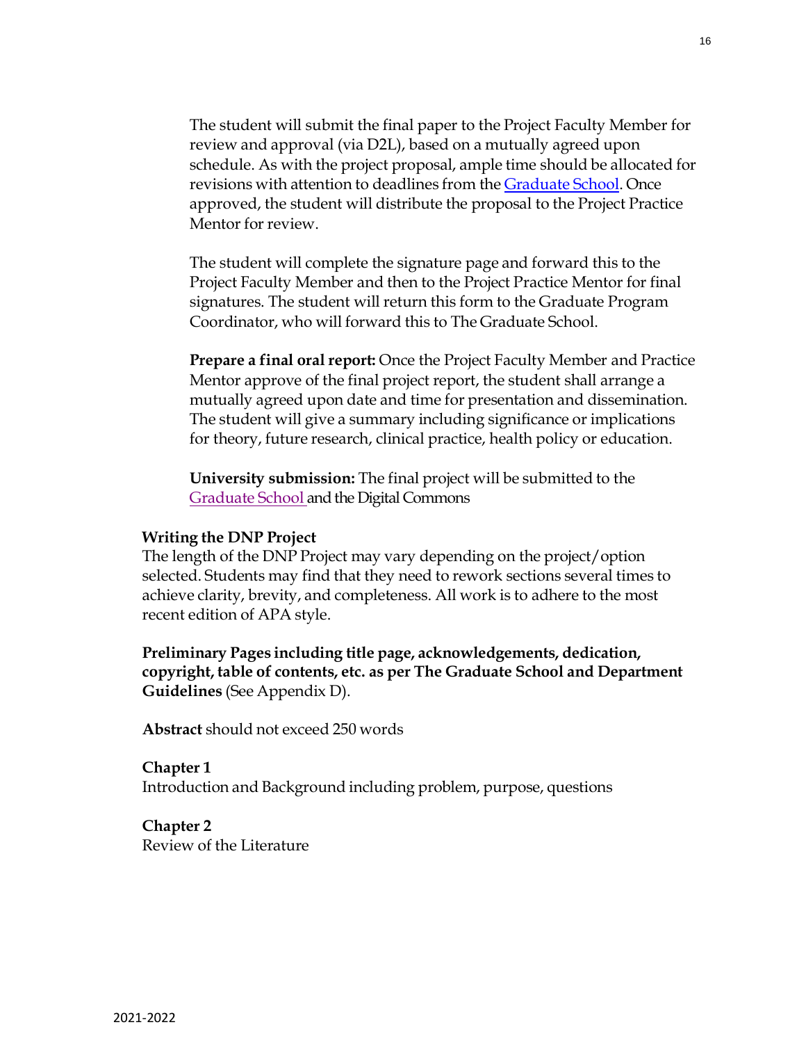The student will submit the final paper to the Project Faculty Member for review and approval (via D2L), based on a mutually agreed upon schedule. As with the project proposal, ample time should be allocated for revisions with attention to deadlines from the Graduate School. Once approved, the student will distribute the proposal to the Project Practice Mentor for review.

The student will complete the signature page and forward this to the Project Faculty Member and then to the Project Practice Mentor for final signatures. The student will return this form to the Graduate Program Coordinator, who will forward this to The Graduate School.

**Prepare a final oral report:** Once the Project Faculty Member and Practice Mentor approve of the final project report, the student shall arrange a mutually agreed upon date and time for presentation and dissemination. The student will give a summary including significance or implications for theory, future research, clinical practice, health policy or education.

**University submission:** The final project will be submitted to the Graduate School and the Digital Commons

**Writing the DNP Project**

The length of the DNP Project may vary depending on the project/option selected. Students may find that they need to rework sections several times to achieve clarity, brevity, and completeness. All work is to adhere to the most recent edition of APA style.

**Preliminary Pages including title page, acknowledgements, dedication, copyright, table of contents, etc. as per The Graduate School and Department Guidelines** (See Appendix D).

**Abstract** should not exceed 250 words

**Chapter 1**
Introduction and Background including problem, purpose, questions

**Chapter 2**
Review of the Literature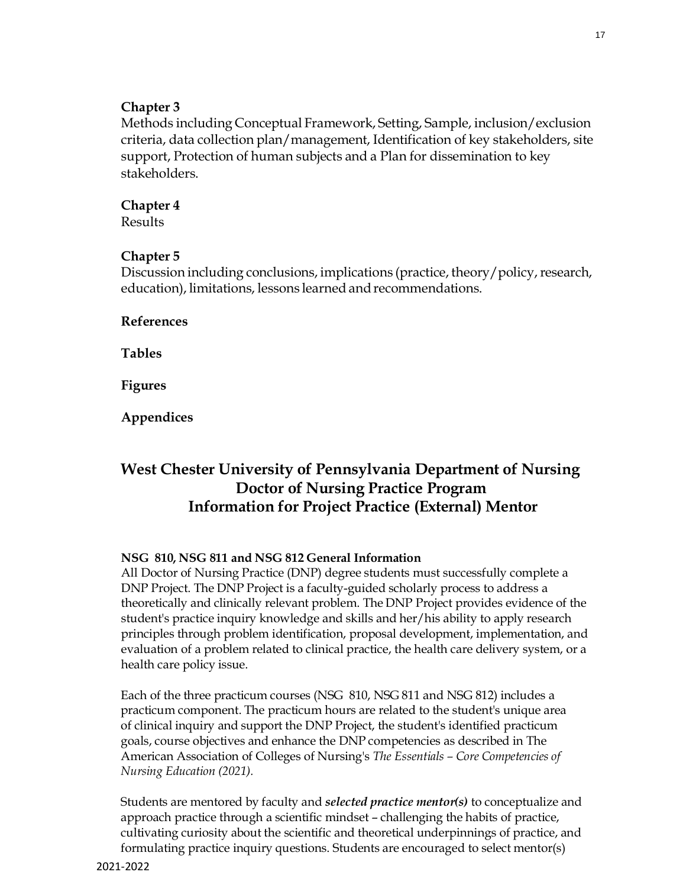**Chapter 3**
Methods including Conceptual Framework, Setting, Sample, inclusion/exclusion criteria, data collection plan/management, Identification of key stakeholders, site support, Protection of human subjects and a Plan for dissemination to key stakeholders.

**Chapter 4**
Results

**Chapter 5**
Discussion including conclusions, implications (practice, theory/policy, research, education), limitations, lessons learned and recommendations.

**References**

**Tables**

**Figures**

**Appendices**

## West Chester University of Pennsylvania Department of Nursing Doctor of Nursing Practice Program Information for Project Practice (External) Mentor

**NSG 810, NSG 811 and NSG 812 General Information**
All Doctor of Nursing Practice (DNP) degree students must successfully complete a DNP Project. The DNP Project is a faculty-guided scholarly process to address a theoretically and clinically relevant problem. The DNP Project provides evidence of the student's practice inquiry knowledge and skills and her/his ability to apply research principles through problem identification, proposal development, implementation, and evaluation of a problem related to clinical practice, the health care delivery system, or a health care policy issue.

Each of the three practicum courses (NSG 810, NSG 811 and NSG 812) includes a practicum component. The practicum hours are related to the student's unique area of clinical inquiry and support the DNP Project, the student's identified practicum goals, course objectives and enhance the DNP competencies as described in The American Association of Colleges of Nursing's *The Essentials – Core Competencies of Nursing Education (2021)*.

Students are mentored by faculty and ***selected practice mentor(s)*** to conceptualize and approach practice through a scientific mindset – challenging the habits of practice, cultivating curiosity about the scientific and theoretical underpinnings of practice, and formulating practice inquiry questions. Students are encouraged to select mentor(s)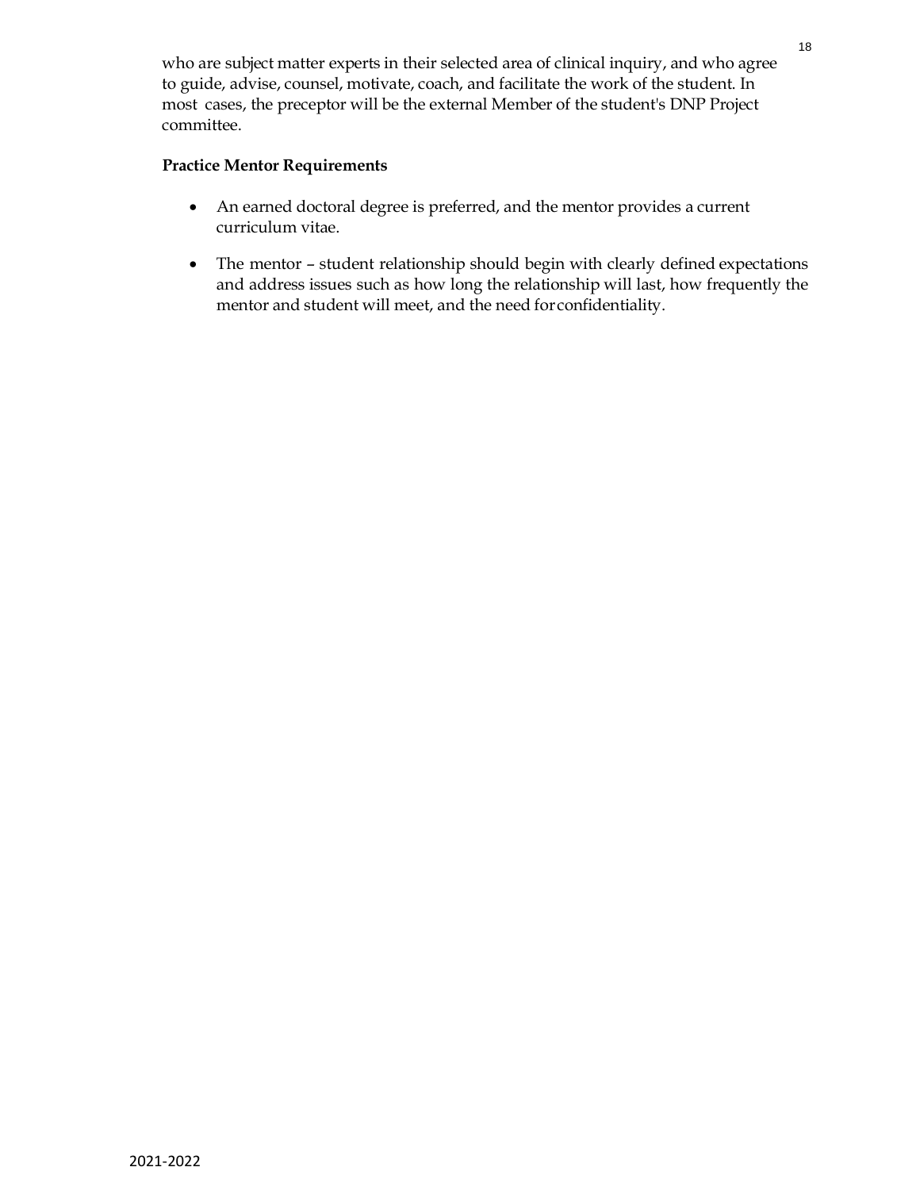who are subject matter experts in their selected area of clinical inquiry, and who agree to guide, advise, counsel, motivate, coach, and facilitate the work of the student. In most cases, the preceptor will be the external Member of the student's DNP Project committee.

**Practice Mentor Requirements**

- An earned doctoral degree is preferred, and the mentor provides a current curriculum vitae.
- The mentor – student relationship should begin with clearly defined expectations and address issues such as how long the relationship will last, how frequently the mentor and student will meet, and the need for confidentiality.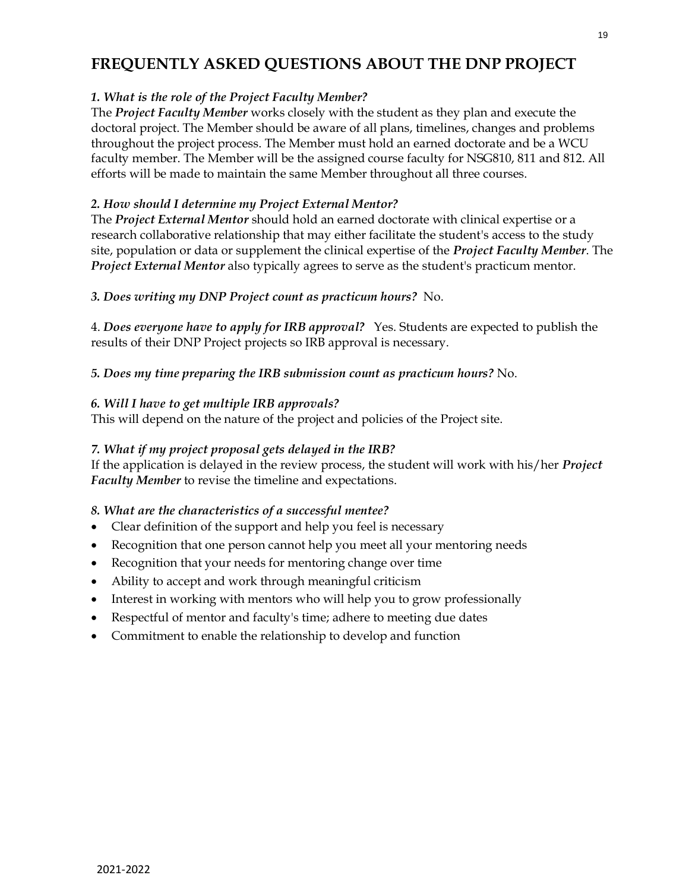## FREQUENTLY ASKED QUESTIONS ABOUT THE DNP PROJECT

***1. What is the role of the Project Faculty Member?***
The ***Project Faculty Member*** works closely with the student as they plan and execute the doctoral project. The Member should be aware of all plans, timelines, changes and problems throughout the project process. The Member must hold an earned doctorate and be a WCU faculty member. The Member will be the assigned course faculty for NSG810, 811 and 812. All efforts will be made to maintain the same Member throughout all three courses.

***2. How should I determine my Project External Mentor?***
The ***Project External Mentor*** should hold an earned doctorate with clinical expertise or a research collaborative relationship that may either facilitate the student's access to the study site, population or data or supplement the clinical expertise of the ***Project Faculty Member***. The ***Project External Mentor*** also typically agrees to serve as the student's practicum mentor.

***3. Does writing my DNP Project count as practicum hours?*** No.

4. ***Does everyone have to apply for IRB approval?*** Yes. Students are expected to publish the results of their DNP Project projects so IRB approval is necessary.

***5. Does my time preparing the IRB submission count as practicum hours?*** No.

***6. Will I have to get multiple IRB approvals?***
This will depend on the nature of the project and policies of the Project site.

***7. What if my project proposal gets delayed in the IRB?***
If the application is delayed in the review process, the student will work with his/her ***Project Faculty Member*** to revise the timeline and expectations.

***8. What are the characteristics of a successful mentee?***

- Clear definition of the support and help you feel is necessary
- Recognition that one person cannot help you meet all your mentoring needs
- Recognition that your needs for mentoring change over time
- Ability to accept and work through meaningful criticism
- Interest in working with mentors who will help you to grow professionally
- Respectful of mentor and faculty's time; adhere to meeting due dates
- Commitment to enable the relationship to develop and function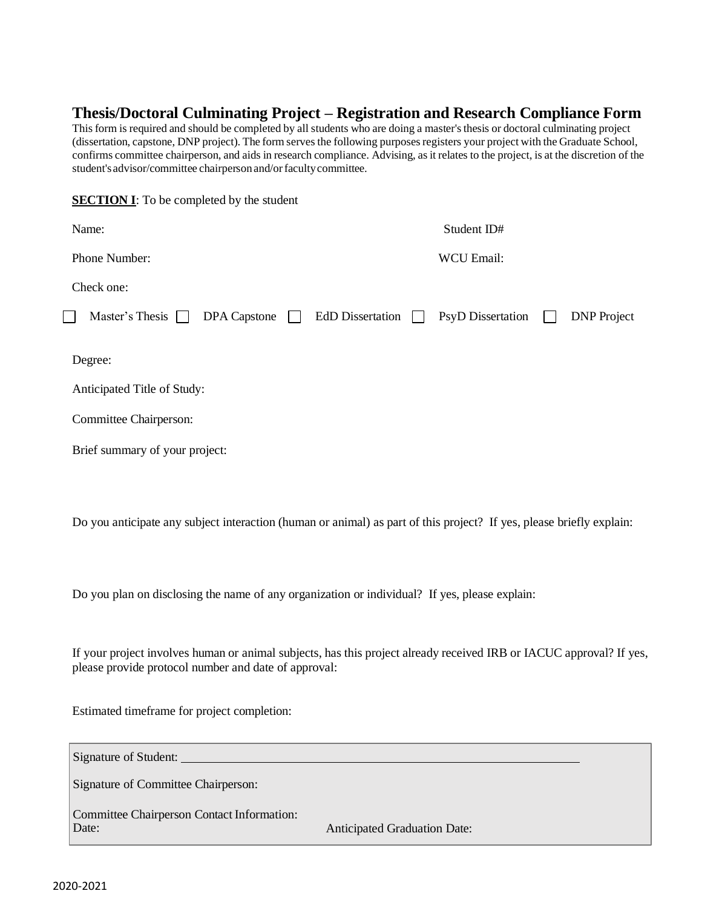## Thesis/Doctoral Culminating Project – Registration and Research Compliance Form

This form is required and should be completed by all students who are doing a master's thesis or doctoral culminating project (dissertation, capstone, DNP project). The form serves the following purposes registers your project with the Graduate School, confirms committee chairperson, and aids in research compliance. Advising, as it relates to the project, is at the discretion of the student's advisor/committee chairperson and/or faculty committee.

**SECTION I**: To be completed by the student

Name: Student ID#

Phone Number: WCU Email:

Check one:

☐ Master's Thesis ☐ DPA Capstone ☐ EdD Dissertation ☐ PsyD Dissertation ☐ DNP Project

Degree:

Anticipated Title of Study:

Committee Chairperson:

Brief summary of your project:

Do you anticipate any subject interaction (human or animal) as part of this project? If yes, please briefly explain:

Do you plan on disclosing the name of any organization or individual? If yes, please explain:

If your project involves human or animal subjects, has this project already received IRB or IACUC approval? If yes, please provide protocol number and date of approval:

Estimated timeframe for project completion:

Signature of Student: ______________________________

Signature of Committee Chairperson:

Committee Chairperson Contact Information:
Date: Anticipated Graduation Date:

2020-2021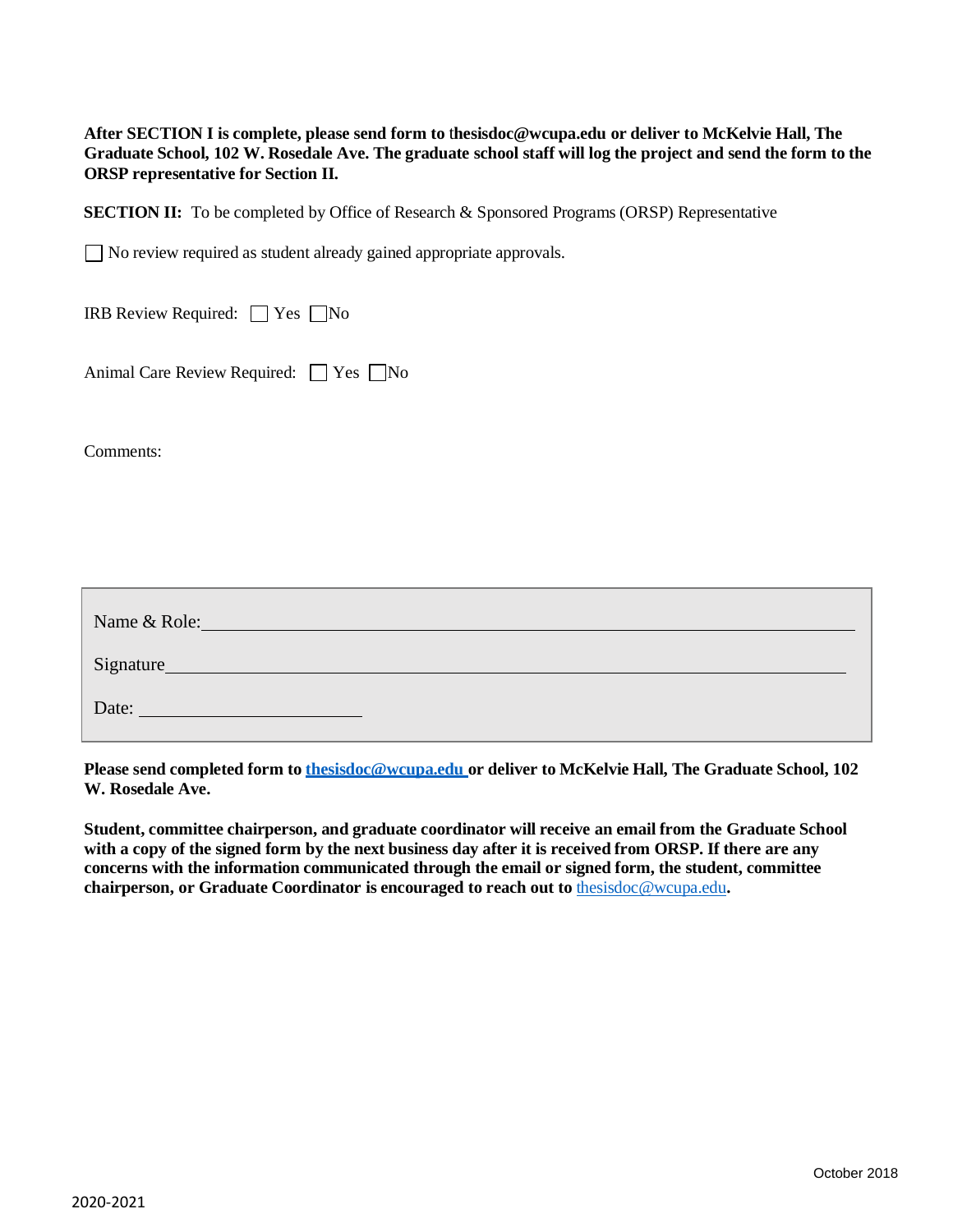**After SECTION I is complete, please send form to thesisdoc@wcupa.edu or deliver to McKelvie Hall, The Graduate School, 102 W. Rosedale Ave. The graduate school staff will log the project and send the form to the ORSP representative for Section II.**

**SECTION II:** To be completed by Office of Research & Sponsored Programs (ORSP) Representative

☐ No review required as student already gained appropriate approvals.

IRB Review Required: ☐ Yes ☐ No

Animal Care Review Required: ☐ Yes ☐ No

Comments:

Name & Role: ____________________________________________

Signature ____________________________________________

Date: ____________________

**Please send completed form to [thesisdoc@wcupa.edu](mailto:thesisdoc@wcupa.edu) or deliver to McKelvie Hall, The Graduate School, 102 W. Rosedale Ave.**

**Student, committee chairperson, and graduate coordinator will receive an email from the Graduate School with a copy of the signed form by the next business day after it is received from ORSP. If there are any concerns with the information communicated through the email or signed form, the student, committee chairperson, or Graduate Coordinator is encouraged to reach out to [thesisdoc@wcupa.edu](mailto:thesisdoc@wcupa.edu).**

October 2018

2020-2021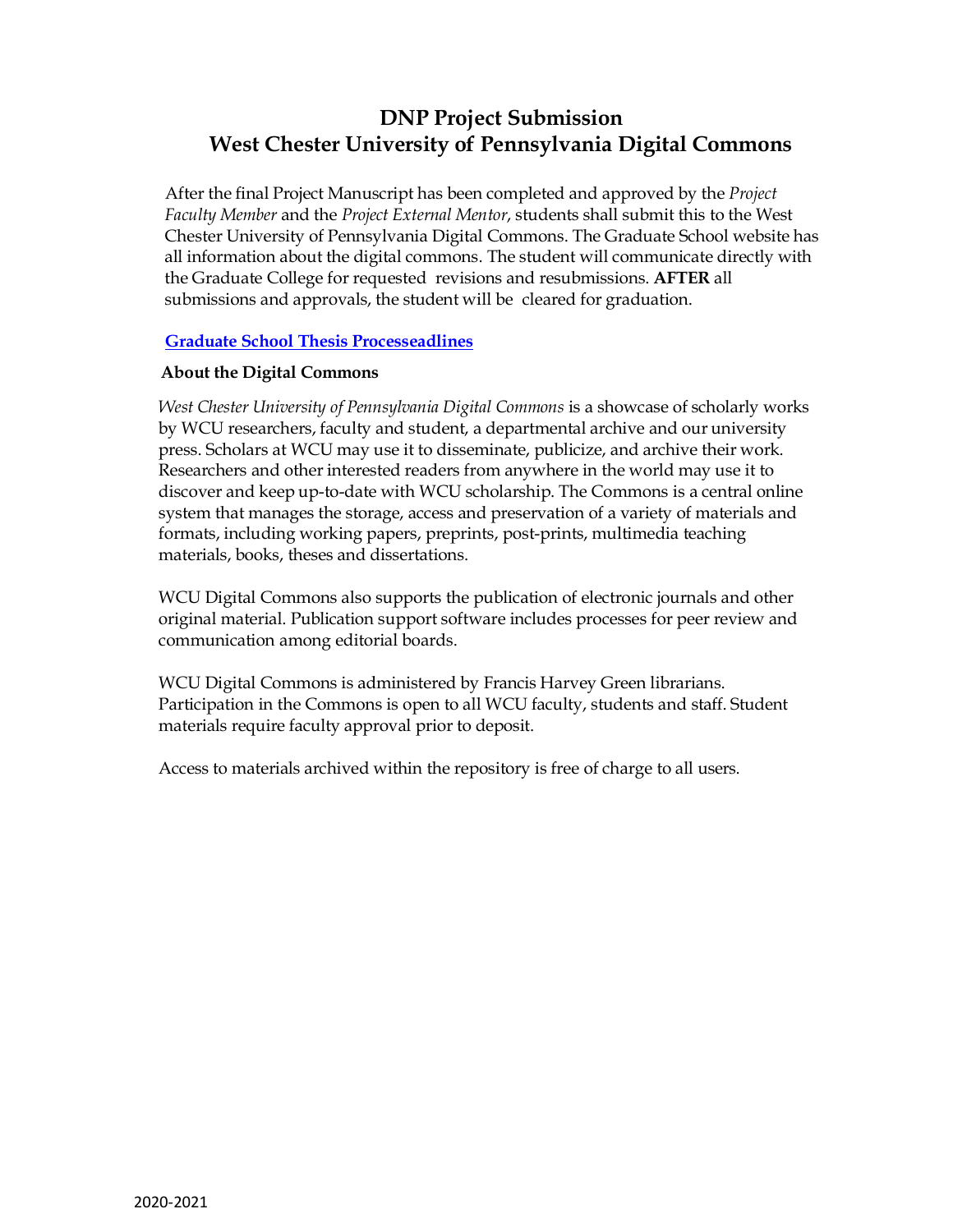# DNP Project Submission
# West Chester University of Pennsylvania Digital Commons

After the final Project Manuscript has been completed and approved by the *Project Faculty Member* and the *Project External Mentor*, students shall submit this to the West Chester University of Pennsylvania Digital Commons. The Graduate School website has all information about the digital commons. The student will communicate directly with the Graduate College for requested revisions and resubmissions. **AFTER** all submissions and approvals, the student will be cleared for graduation.

**Graduate School Thesis Processeadlines**

**About the Digital Commons**

*West Chester University of Pennsylvania Digital Commons* is a showcase of scholarly works by WCU researchers, faculty and student, a departmental archive and our university press. Scholars at WCU may use it to disseminate, publicize, and archive their work. Researchers and other interested readers from anywhere in the world may use it to discover and keep up-to-date with WCU scholarship. The Commons is a central online system that manages the storage, access and preservation of a variety of materials and formats, including working papers, preprints, post-prints, multimedia teaching materials, books, theses and dissertations.

WCU Digital Commons also supports the publication of electronic journals and other original material. Publication support software includes processes for peer review and communication among editorial boards.

WCU Digital Commons is administered by Francis Harvey Green librarians. Participation in the Commons is open to all WCU faculty, students and staff. Student materials require faculty approval prior to deposit.

Access to materials archived within the repository is free of charge to all users.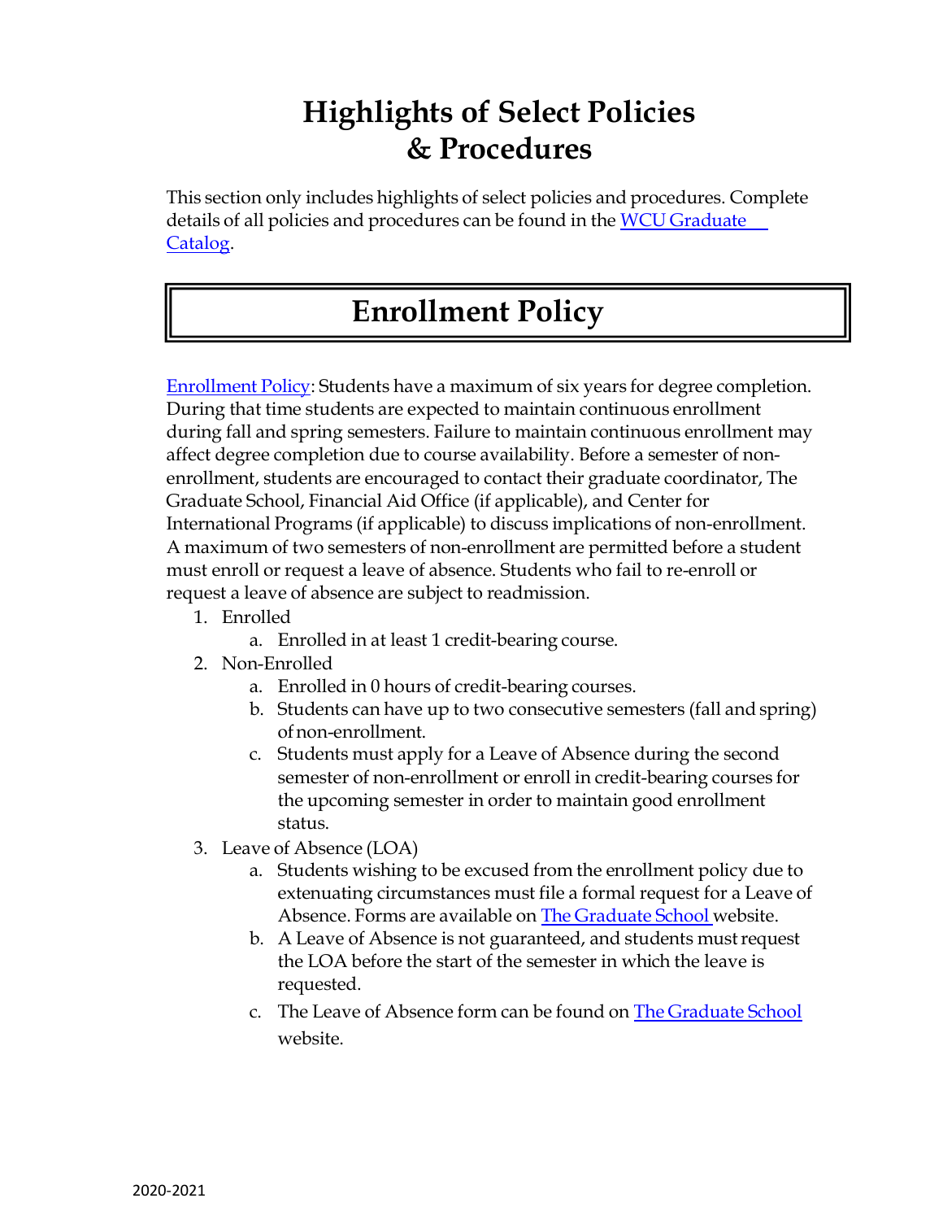# Highlights of Select Policies & Procedures

This section only includes highlights of select policies and procedures. Complete details of all policies and procedures can be found in the WCU Graduate Catalog.

## Enrollment Policy

Enrollment Policy: Students have a maximum of six years for degree completion. During that time students are expected to maintain continuous enrollment during fall and spring semesters. Failure to maintain continuous enrollment may affect degree completion due to course availability. Before a semester of non-enrollment, students are encouraged to contact their graduate coordinator, The Graduate School, Financial Aid Office (if applicable), and Center for International Programs (if applicable) to discuss implications of non-enrollment. A maximum of two semesters of non-enrollment are permitted before a student must enroll or request a leave of absence. Students who fail to re-enroll or request a leave of absence are subject to readmission.

1. Enrolled
   a. Enrolled in at least 1 credit-bearing course.
2. Non-Enrolled
   a. Enrolled in 0 hours of credit-bearing courses.
   b. Students can have up to two consecutive semesters (fall and spring) of non-enrollment.
   c. Students must apply for a Leave of Absence during the second semester of non-enrollment or enroll in credit-bearing courses for the upcoming semester in order to maintain good enrollment status.
3. Leave of Absence (LOA)
   a. Students wishing to be excused from the enrollment policy due to extenuating circumstances must file a formal request for a Leave of Absence. Forms are available on The Graduate School website.
   b. A Leave of Absence is not guaranteed, and students must request the LOA before the start of the semester in which the leave is requested.
   c. The Leave of Absence form can be found on The Graduate School website.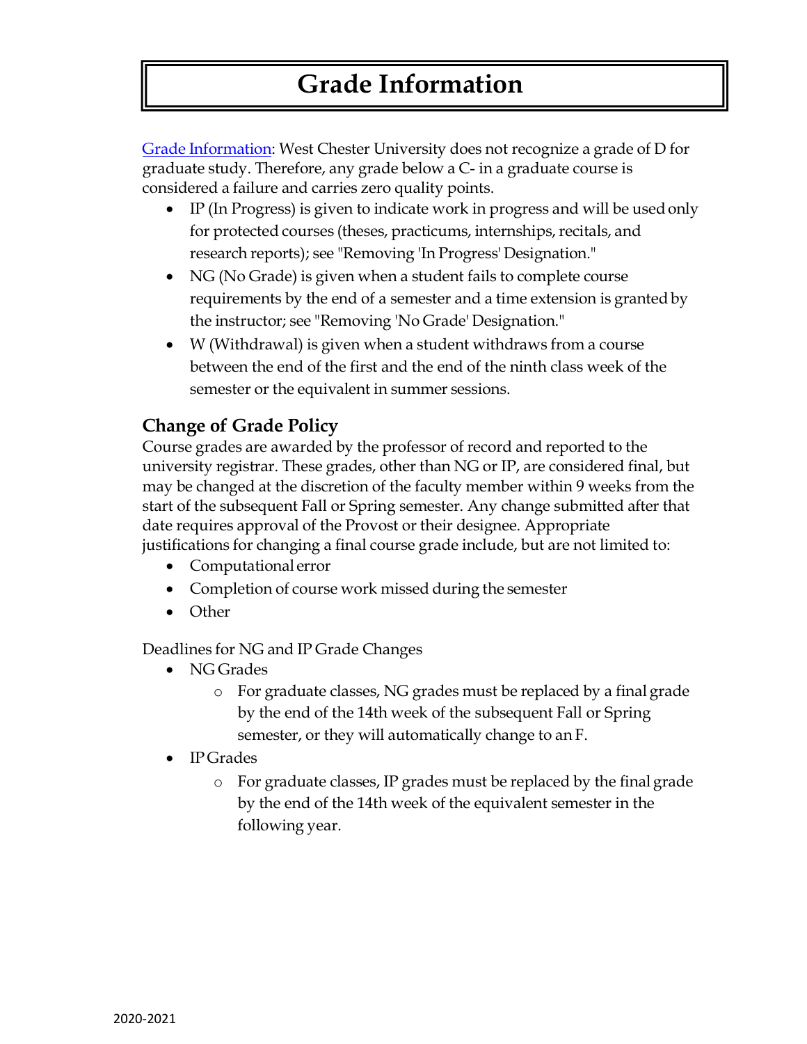# Grade Information

Grade Information: West Chester University does not recognize a grade of D for graduate study. Therefore, any grade below a C- in a graduate course is considered a failure and carries zero quality points.

- IP (In Progress) is given to indicate work in progress and will be used only for protected courses (theses, practicums, internships, recitals, and research reports); see "Removing 'In Progress' Designation."
- NG (No Grade) is given when a student fails to complete course requirements by the end of a semester and a time extension is granted by the instructor; see "Removing 'No Grade' Designation."
- W (Withdrawal) is given when a student withdraws from a course between the end of the first and the end of the ninth class week of the semester or the equivalent in summer sessions.

## Change of Grade Policy

Course grades are awarded by the professor of record and reported to the university registrar. These grades, other than NG or IP, are considered final, but may be changed at the discretion of the faculty member within 9 weeks from the start of the subsequent Fall or Spring semester. Any change submitted after that date requires approval of the Provost or their designee. Appropriate justifications for changing a final course grade include, but are not limited to:

- Computational error
- Completion of course work missed during the semester
- Other

Deadlines for NG and IP Grade Changes

- NG Grades
  - For graduate classes, NG grades must be replaced by a final grade by the end of the 14th week of the subsequent Fall or Spring semester, or they will automatically change to an F.
- IP Grades
  - For graduate classes, IP grades must be replaced by the final grade by the end of the 14th week of the equivalent semester in the following year.

2020-2021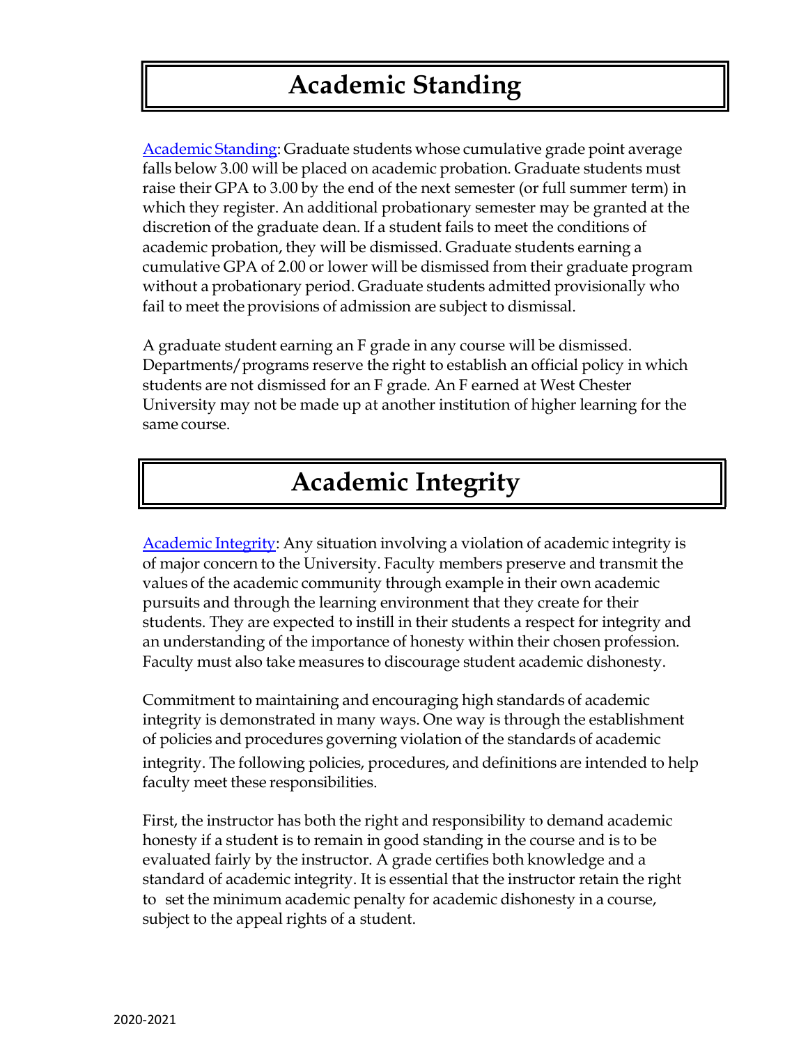# Academic Standing

Academic Standing: Graduate students whose cumulative grade point average falls below 3.00 will be placed on academic probation. Graduate students must raise their GPA to 3.00 by the end of the next semester (or full summer term) in which they register. An additional probationary semester may be granted at the discretion of the graduate dean. If a student fails to meet the conditions of academic probation, they will be dismissed. Graduate students earning a cumulative GPA of 2.00 or lower will be dismissed from their graduate program without a probationary period. Graduate students admitted provisionally who fail to meet the provisions of admission are subject to dismissal.

A graduate student earning an F grade in any course will be dismissed. Departments/programs reserve the right to establish an official policy in which students are not dismissed for an F grade. An F earned at West Chester University may not be made up at another institution of higher learning for the same course.

# Academic Integrity

Academic Integrity: Any situation involving a violation of academic integrity is of major concern to the University. Faculty members preserve and transmit the values of the academic community through example in their own academic pursuits and through the learning environment that they create for their students. They are expected to instill in their students a respect for integrity and an understanding of the importance of honesty within their chosen profession. Faculty must also take measures to discourage student academic dishonesty.

Commitment to maintaining and encouraging high standards of academic integrity is demonstrated in many ways. One way is through the establishment of policies and procedures governing violation of the standards of academic integrity. The following policies, procedures, and definitions are intended to help faculty meet these responsibilities.

First, the instructor has both the right and responsibility to demand academic honesty if a student is to remain in good standing in the course and is to be evaluated fairly by the instructor. A grade certifies both knowledge and a standard of academic integrity. It is essential that the instructor retain the right to set the minimum academic penalty for academic dishonesty in a course, subject to the appeal rights of a student.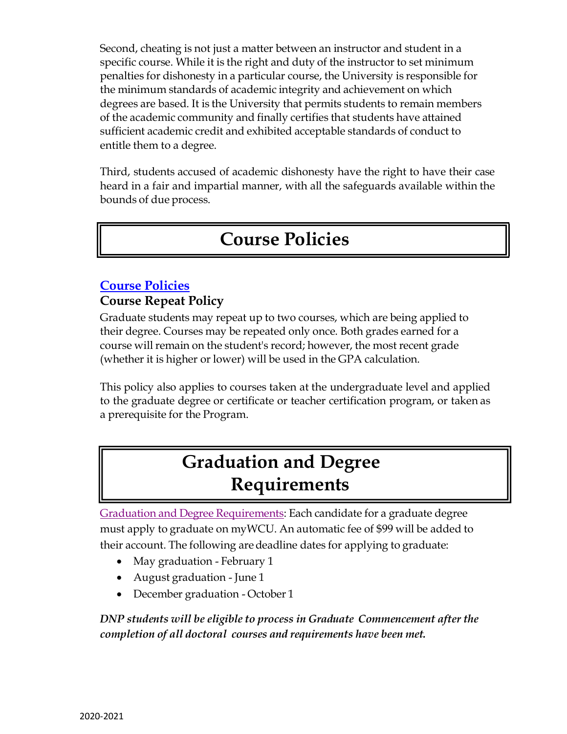Second, cheating is not just a matter between an instructor and student in a specific course. While it is the right and duty of the instructor to set minimum penalties for dishonesty in a particular course, the University is responsible for the minimum standards of academic integrity and achievement on which degrees are based. It is the University that permits students to remain members of the academic community and finally certifies that students have attained sufficient academic credit and exhibited acceptable standards of conduct to entitle them to a degree.

Third, students accused of academic dishonesty have the right to have their case heard in a fair and impartial manner, with all the safeguards available within the bounds of due process.

# Course Policies

## Course Policies

### Course Repeat Policy

Graduate students may repeat up to two courses, which are being applied to their degree. Courses may be repeated only once. Both grades earned for a course will remain on the student's record; however, the most recent grade (whether it is higher or lower) will be used in the GPA calculation.

This policy also applies to courses taken at the undergraduate level and applied to the graduate degree or certificate or teacher certification program, or taken as a prerequisite for the Program.

# Graduation and Degree Requirements

Graduation and Degree Requirements: Each candidate for a graduate degree must apply to graduate on myWCU. An automatic fee of $99 will be added to their account. The following are deadline dates for applying to graduate:

- May graduation - February 1
- August graduation - June 1
- December graduation - October 1

***DNP students will be eligible to process in Graduate Commencement after the completion of all doctoral courses and requirements have been met.***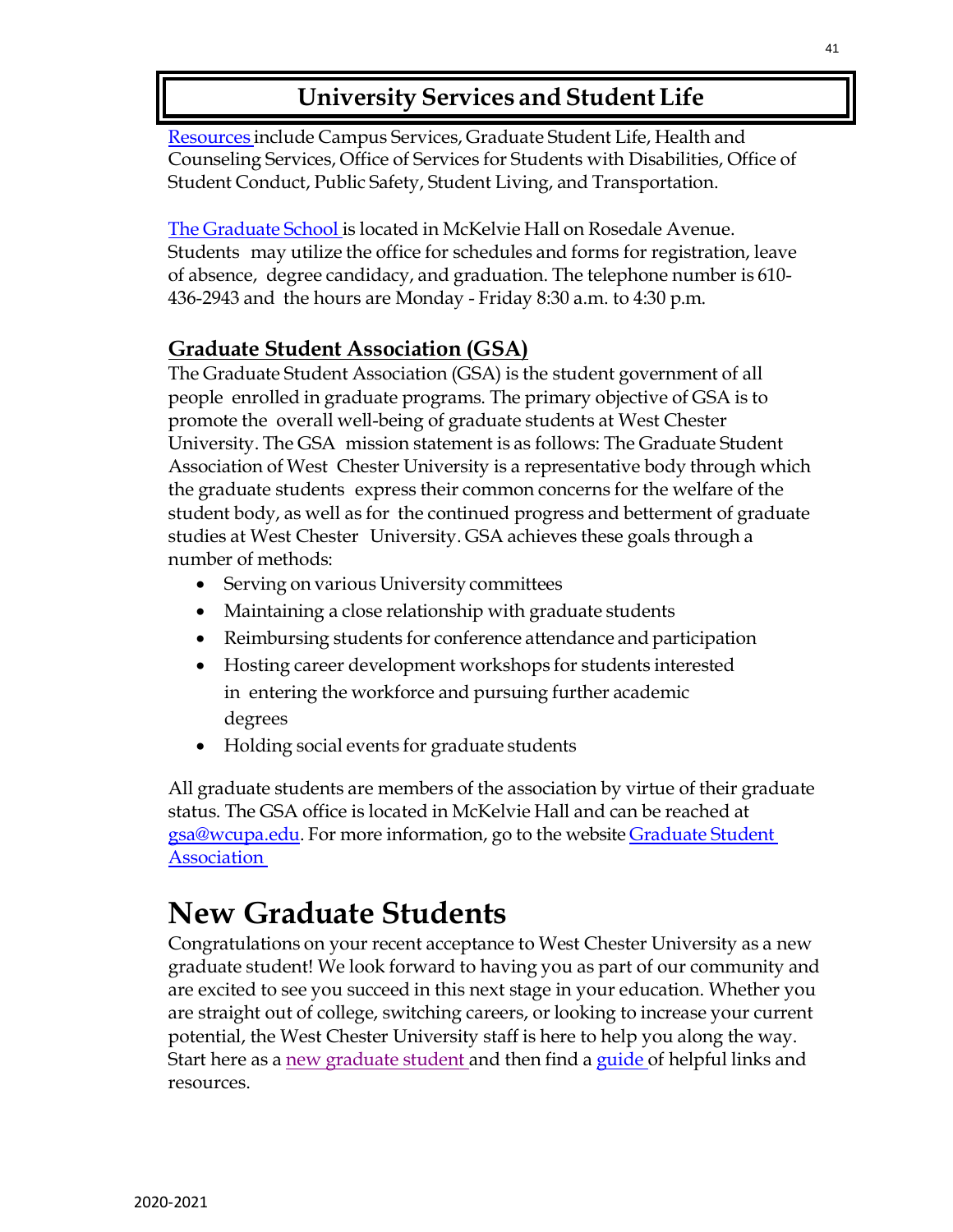## University Services and Student Life

Resources include Campus Services, Graduate Student Life, Health and Counseling Services, Office of Services for Students with Disabilities, Office of Student Conduct, Public Safety, Student Living, and Transportation.

The Graduate School is located in McKelvie Hall on Rosedale Avenue. Students may utilize the office for schedules and forms for registration, leave of absence, degree candidacy, and graduation. The telephone number is 610-436-2943 and the hours are Monday - Friday 8:30 a.m. to 4:30 p.m.

### Graduate Student Association (GSA)

The Graduate Student Association (GSA) is the student government of all people enrolled in graduate programs. The primary objective of GSA is to promote the overall well-being of graduate students at West Chester University. The GSA mission statement is as follows: The Graduate Student Association of West Chester University is a representative body through which the graduate students express their common concerns for the welfare of the student body, as well as for the continued progress and betterment of graduate studies at West Chester University. GSA achieves these goals through a number of methods:

- Serving on various University committees
- Maintaining a close relationship with graduate students
- Reimbursing students for conference attendance and participation
- Hosting career development workshops for students interested in entering the workforce and pursuing further academic degrees
- Holding social events for graduate students

All graduate students are members of the association by virtue of their graduate status. The GSA office is located in McKelvie Hall and can be reached at gsa@wcupa.edu. For more information, go to the website Graduate Student Association

# New Graduate Students

Congratulations on your recent acceptance to West Chester University as a new graduate student! We look forward to having you as part of our community and are excited to see you succeed in this next stage in your education. Whether you are straight out of college, switching careers, or looking to increase your current potential, the West Chester University staff is here to help you along the way. Start here as a new graduate student and then find a guide of helpful links and resources.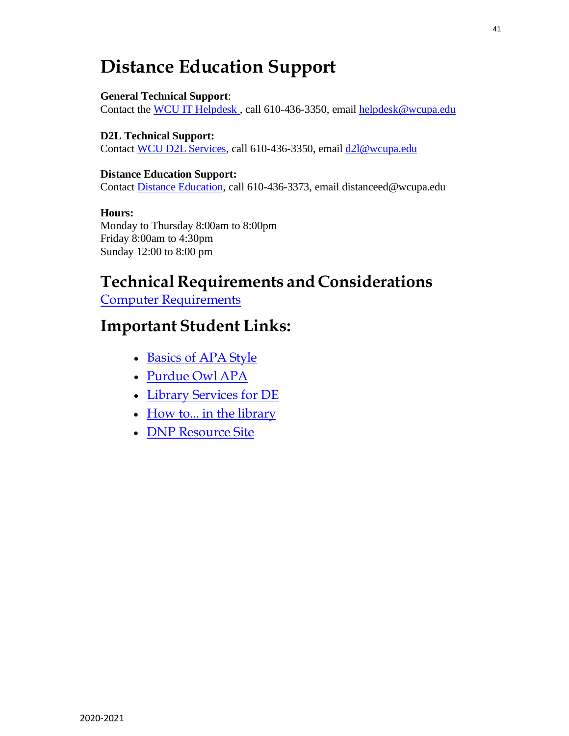# Distance Education Support

**General Technical Support**:
Contact the WCU IT Helpdesk , call 610-436-3350, email helpdesk@wcupa.edu

**D2L Technical Support:**
Contact WCU D2L Services, call 610-436-3350, email d2l@wcupa.edu

**Distance Education Support:**
Contact Distance Education, call 610-436-3373, email distanceed@wcupa.edu

**Hours:**
Monday to Thursday 8:00am to 8:00pm
Friday 8:00am to 4:30pm
Sunday 12:00 to 8:00 pm

## Technical Requirements and Considerations

Computer Requirements

## Important Student Links:

- Basics of APA Style
- Purdue Owl APA
- Library Services for DE
- How to... in the library
- DNP Resource Site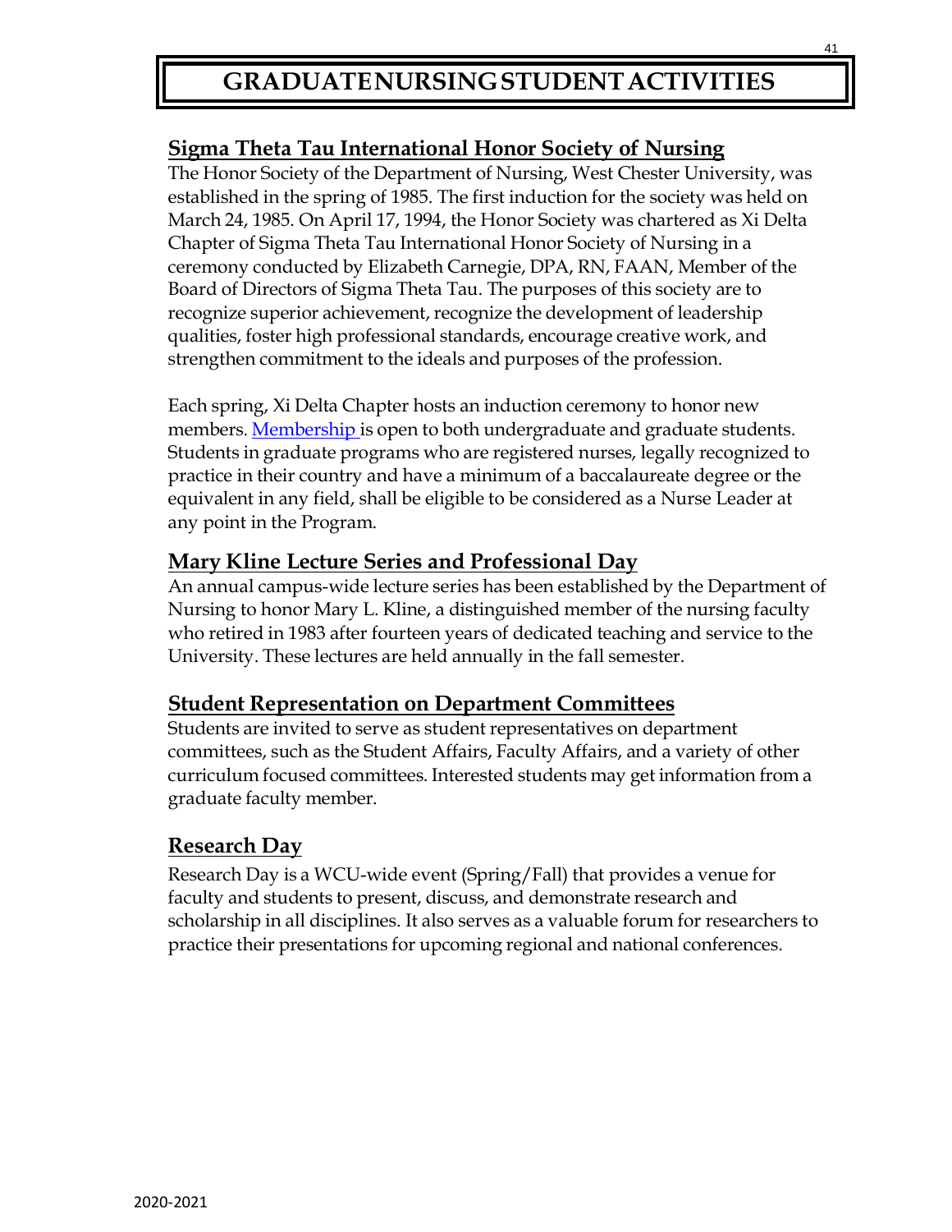# GRADUATE NURSING STUDENT ACTIVITIES

## Sigma Theta Tau International Honor Society of Nursing

The Honor Society of the Department of Nursing, West Chester University, was established in the spring of 1985. The first induction for the society was held on March 24, 1985. On April 17, 1994, the Honor Society was chartered as Xi Delta Chapter of Sigma Theta Tau International Honor Society of Nursing in a ceremony conducted by Elizabeth Carnegie, DPA, RN, FAAN, Member of the Board of Directors of Sigma Theta Tau. The purposes of this society are to recognize superior achievement, recognize the development of leadership qualities, foster high professional standards, encourage creative work, and strengthen commitment to the ideals and purposes of the profession.

Each spring, Xi Delta Chapter hosts an induction ceremony to honor new members. Membership is open to both undergraduate and graduate students. Students in graduate programs who are registered nurses, legally recognized to practice in their country and have a minimum of a baccalaureate degree or the equivalent in any field, shall be eligible to be considered as a Nurse Leader at any point in the Program.

## Mary Kline Lecture Series and Professional Day

An annual campus-wide lecture series has been established by the Department of Nursing to honor Mary L. Kline, a distinguished member of the nursing faculty who retired in 1983 after fourteen years of dedicated teaching and service to the University. These lectures are held annually in the fall semester.

## Student Representation on Department Committees

Students are invited to serve as student representatives on department committees, such as the Student Affairs, Faculty Affairs, and a variety of other curriculum focused committees. Interested students may get information from a graduate faculty member.

## Research Day

Research Day is a WCU-wide event (Spring/Fall) that provides a venue for faculty and students to present, discuss, and demonstrate research and scholarship in all disciplines. It also serves as a valuable forum for researchers to practice their presentations for upcoming regional and national conferences.